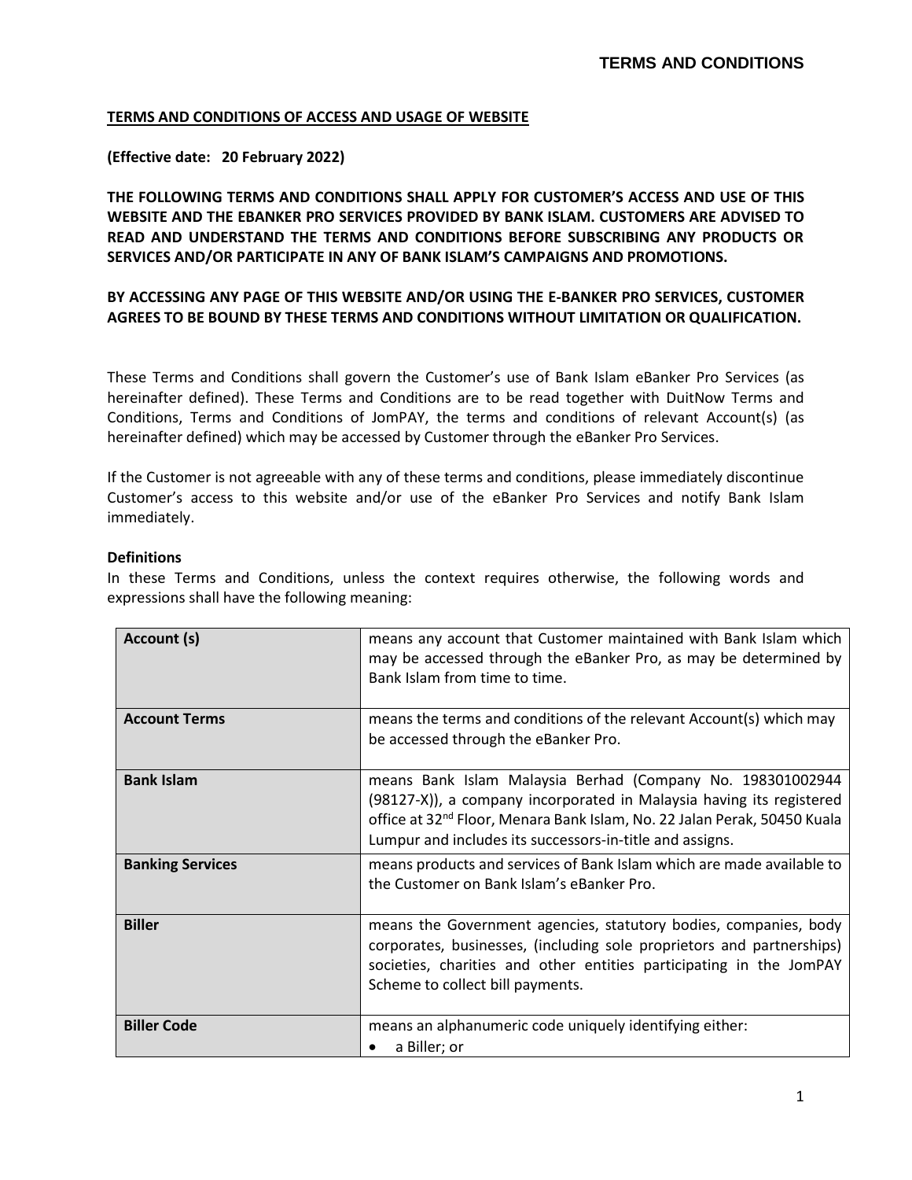**TERMS AND CONDITIONS OF ACCESS AND USAGE OF WEBSITE**

**(Effective date: 20 February 2022)**

**THE FOLLOWING TERMS AND CONDITIONS SHALL APPLY FOR CUSTOMER'S ACCESS AND USE OF THIS WEBSITE AND THE EBANKER PRO SERVICES PROVIDED BY BANK ISLAM. CUSTOMERS ARE ADVISED TO READ AND UNDERSTAND THE TERMS AND CONDITIONS BEFORE SUBSCRIBING ANY PRODUCTS OR SERVICES AND/OR PARTICIPATE IN ANY OF BANK ISLAM'S CAMPAIGNS AND PROMOTIONS.**

**BY ACCESSING ANY PAGE OF THIS WEBSITE AND/OR USING THE E-BANKER PRO SERVICES, CUSTOMER AGREES TO BE BOUND BY THESE TERMS AND CONDITIONS WITHOUT LIMITATION OR QUALIFICATION.**

These Terms and Conditions shall govern the Customer's use of Bank Islam eBanker Pro Services (as hereinafter defined). These Terms and Conditions are to be read together with DuitNow Terms and Conditions, Terms and Conditions of JomPAY, the terms and conditions of relevant Account(s) (as hereinafter defined) which may be accessed by Customer through the eBanker Pro Services.

If the Customer is not agreeable with any of these terms and conditions, please immediately discontinue Customer's access to this website and/or use of the eBanker Pro Services and notify Bank Islam immediately.

**Definitions**

In these Terms and Conditions, unless the context requires otherwise, the following words and expressions shall have the following meaning:

| | |
|---|---|
| **Account (s)** | means any account that Customer maintained with Bank Islam which may be accessed through the eBanker Pro, as may be determined by Bank Islam from time to time. |
| **Account Terms** | means the terms and conditions of the relevant Account(s) which may be accessed through the eBanker Pro. |
| **Bank Islam** | means Bank Islam Malaysia Berhad (Company No. 198301002944 (98127-X)), a company incorporated in Malaysia having its registered office at 32nd Floor, Menara Bank Islam, No. 22 Jalan Perak, 50450 Kuala Lumpur and includes its successors-in-title and assigns. |
| **Banking Services** | means products and services of Bank Islam which are made available to the Customer on Bank Islam's eBanker Pro. |
| **Biller** | means the Government agencies, statutory bodies, companies, body corporates, businesses, (including sole proprietors and partnerships) societies, charities and other entities participating in the JomPAY Scheme to collect bill payments. |
| **Biller Code** | means an alphanumeric code uniquely identifying either:<br>• a Biller; or |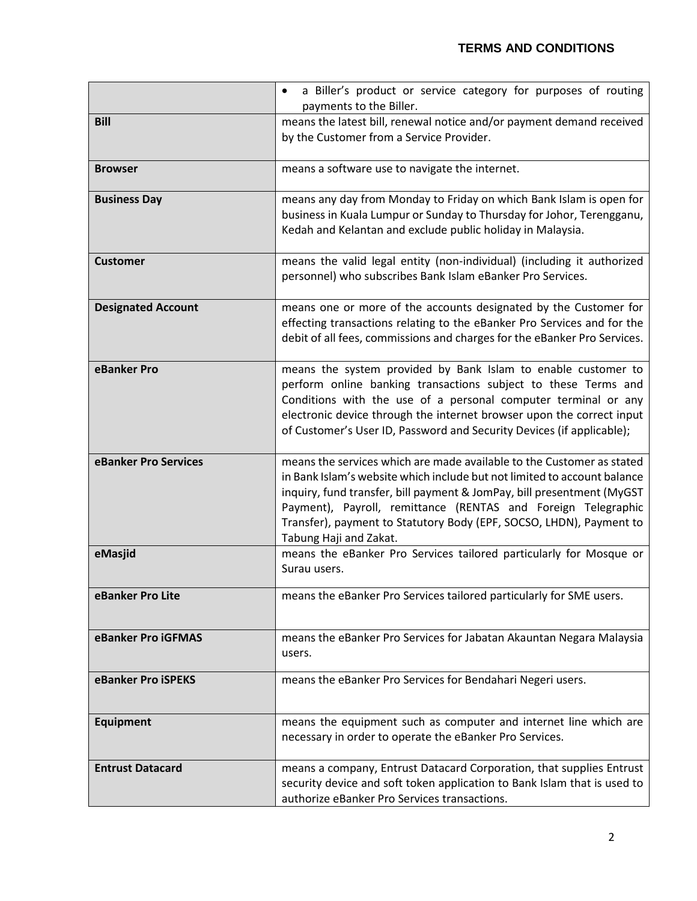| | |
|---|---|
| | • a Biller's product or service category for purposes of routing payments to the Biller. |
| **Bill** | means the latest bill, renewal notice and/or payment demand received by the Customer from a Service Provider. |
| **Browser** | means a software use to navigate the internet. |
| **Business Day** | means any day from Monday to Friday on which Bank Islam is open for business in Kuala Lumpur or Sunday to Thursday for Johor, Terengganu, Kedah and Kelantan and exclude public holiday in Malaysia. |
| **Customer** | means the valid legal entity (non-individual) (including it authorized personnel) who subscribes Bank Islam eBanker Pro Services. |
| **Designated Account** | means one or more of the accounts designated by the Customer for effecting transactions relating to the eBanker Pro Services and for the debit of all fees, commissions and charges for the eBanker Pro Services. |
| **eBanker Pro** | means the system provided by Bank Islam to enable customer to perform online banking transactions subject to these Terms and Conditions with the use of a personal computer terminal or any electronic device through the internet browser upon the correct input of Customer's User ID, Password and Security Devices (if applicable); |
| **eBanker Pro Services** | means the services which are made available to the Customer as stated in Bank Islam's website which include but not limited to account balance inquiry, fund transfer, bill payment & JomPay, bill presentment (MyGST Payment), Payroll, remittance (RENTAS and Foreign Telegraphic Transfer), payment to Statutory Body (EPF, SOCSO, LHDN), Payment to Tabung Haji and Zakat. |
| **eMasjid** | means the eBanker Pro Services tailored particularly for Mosque or Surau users. |
| **eBanker Pro Lite** | means the eBanker Pro Services tailored particularly for SME users. |
| **eBanker Pro iGFMAS** | means the eBanker Pro Services for Jabatan Akauntan Negara Malaysia users. |
| **eBanker Pro iSPEKS** | means the eBanker Pro Services for Bendahari Negeri users. |
| **Equipment** | means the equipment such as computer and internet line which are necessary in order to operate the eBanker Pro Services. |
| **Entrust Datacard** | means a company, Entrust Datacard Corporation, that supplies Entrust security device and soft token application to Bank Islam that is used to authorize eBanker Pro Services transactions. |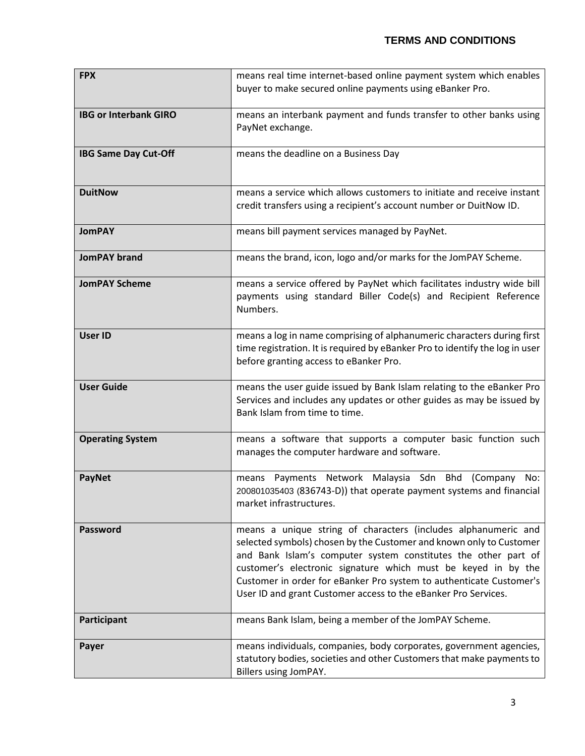| | |
|---|---|
| **FPX** | means real time internet-based online payment system which enables buyer to make secured online payments using eBanker Pro. |
| **IBG or Interbank GIRO** | means an interbank payment and funds transfer to other banks using PayNet exchange. |
| **IBG Same Day Cut-Off** | means the deadline on a Business Day |
| **DuitNow** | means a service which allows customers to initiate and receive instant credit transfers using a recipient's account number or DuitNow ID. |
| **JomPAY** | means bill payment services managed by PayNet. |
| **JomPAY brand** | means the brand, icon, logo and/or marks for the JomPAY Scheme. |
| **JomPAY Scheme** | means a service offered by PayNet which facilitates industry wide bill payments using standard Biller Code(s) and Recipient Reference Numbers. |
| **User ID** | means a log in name comprising of alphanumeric characters during first time registration. It is required by eBanker Pro to identify the log in user before granting access to eBanker Pro. |
| **User Guide** | means the user guide issued by Bank Islam relating to the eBanker Pro Services and includes any updates or other guides as may be issued by Bank Islam from time to time. |
| **Operating System** | means a software that supports a computer basic function such manages the computer hardware and software. |
| **PayNet** | means Payments Network Malaysia Sdn Bhd (Company No: 200801035403 (836743-D)) that operate payment systems and financial market infrastructures. |
| **Password** | means a unique string of characters (includes alphanumeric and selected symbols) chosen by the Customer and known only to Customer and Bank Islam's computer system constitutes the other part of customer's electronic signature which must be keyed in by the Customer in order for eBanker Pro system to authenticate Customer's User ID and grant Customer access to the eBanker Pro Services. |
| **Participant** | means Bank Islam, being a member of the JomPAY Scheme. |
| **Payer** | means individuals, companies, body corporates, government agencies, statutory bodies, societies and other Customers that make payments to Billers using JomPAY. |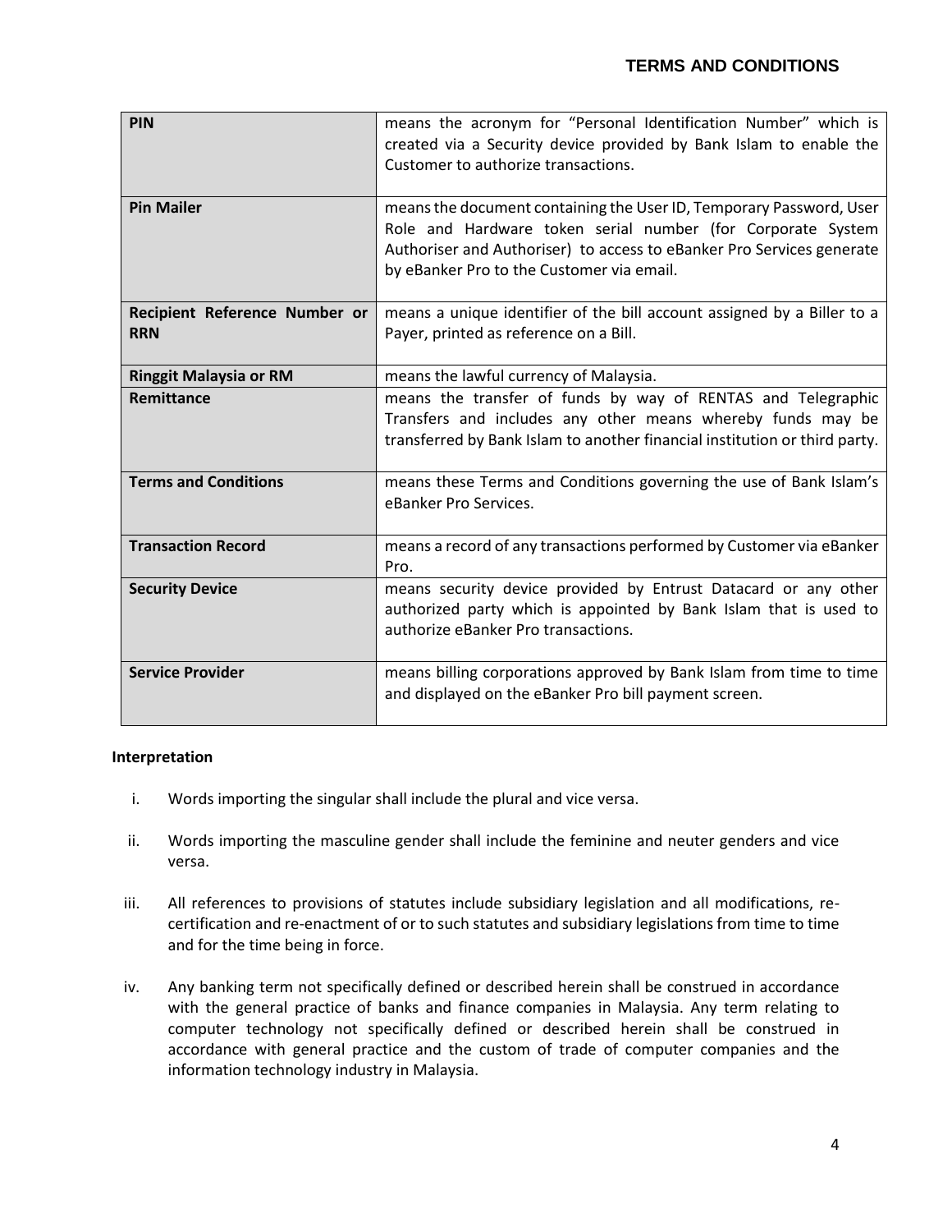| | |
|---|---|
| **PIN** | means the acronym for "Personal Identification Number" which is created via a Security device provided by Bank Islam to enable the Customer to authorize transactions. |
| **Pin Mailer** | means the document containing the User ID, Temporary Password, User Role and Hardware token serial number (for Corporate System Authoriser and Authoriser) to access to eBanker Pro Services generate by eBanker Pro to the Customer via email. |
| **Recipient Reference Number or RRN** | means a unique identifier of the bill account assigned by a Biller to a Payer, printed as reference on a Bill. |
| **Ringgit Malaysia or RM** | means the lawful currency of Malaysia. |
| **Remittance** | means the transfer of funds by way of RENTAS and Telegraphic Transfers and includes any other means whereby funds may be transferred by Bank Islam to another financial institution or third party. |
| **Terms and Conditions** | means these Terms and Conditions governing the use of Bank Islam's eBanker Pro Services. |
| **Transaction Record** | means a record of any transactions performed by Customer via eBanker Pro. |
| **Security Device** | means security device provided by Entrust Datacard or any other authorized party which is appointed by Bank Islam that is used to authorize eBanker Pro transactions. |
| **Service Provider** | means billing corporations approved by Bank Islam from time to time and displayed on the eBanker Pro bill payment screen. |

**Interpretation**

i. Words importing the singular shall include the plural and vice versa.

ii. Words importing the masculine gender shall include the feminine and neuter genders and vice versa.

iii. All references to provisions of statutes include subsidiary legislation and all modifications, re-certification and re-enactment of or to such statutes and subsidiary legislations from time to time and for the time being in force.

iv. Any banking term not specifically defined or described herein shall be construed in accordance with the general practice of banks and finance companies in Malaysia. Any term relating to computer technology not specifically defined or described herein shall be construed in accordance with general practice and the custom of trade of computer companies and the information technology industry in Malaysia.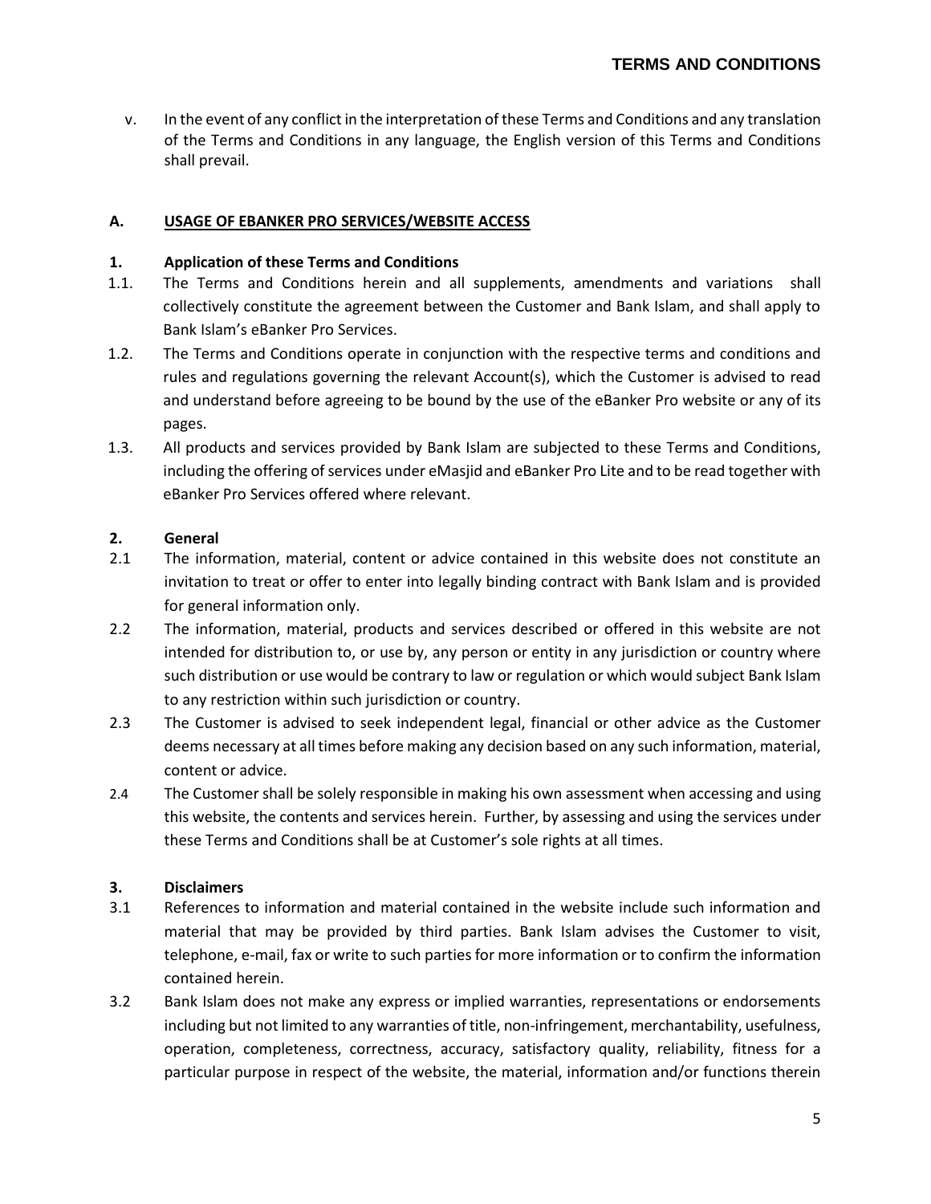v. In the event of any conflict in the interpretation of these Terms and Conditions and any translation of the Terms and Conditions in any language, the English version of this Terms and Conditions shall prevail.

## A. USAGE OF EBANKER PRO SERVICES/WEBSITE ACCESS

### 1. Application of these Terms and Conditions

1.1. The Terms and Conditions herein and all supplements, amendments and variations shall collectively constitute the agreement between the Customer and Bank Islam, and shall apply to Bank Islam's eBanker Pro Services.

1.2. The Terms and Conditions operate in conjunction with the respective terms and conditions and rules and regulations governing the relevant Account(s), which the Customer is advised to read and understand before agreeing to be bound by the use of the eBanker Pro website or any of its pages.

1.3. All products and services provided by Bank Islam are subjected to these Terms and Conditions, including the offering of services under eMasjid and eBanker Pro Lite and to be read together with eBanker Pro Services offered where relevant.

### 2. General

2.1 The information, material, content or advice contained in this website does not constitute an invitation to treat or offer to enter into legally binding contract with Bank Islam and is provided for general information only.

2.2 The information, material, products and services described or offered in this website are not intended for distribution to, or use by, any person or entity in any jurisdiction or country where such distribution or use would be contrary to law or regulation or which would subject Bank Islam to any restriction within such jurisdiction or country.

2.3 The Customer is advised to seek independent legal, financial or other advice as the Customer deems necessary at all times before making any decision based on any such information, material, content or advice.

2.4 The Customer shall be solely responsible in making his own assessment when accessing and using this website, the contents and services herein. Further, by assessing and using the services under these Terms and Conditions shall be at Customer's sole rights at all times.

### 3. Disclaimers

3.1 References to information and material contained in the website include such information and material that may be provided by third parties. Bank Islam advises the Customer to visit, telephone, e-mail, fax or write to such parties for more information or to confirm the information contained herein.

3.2 Bank Islam does not make any express or implied warranties, representations or endorsements including but not limited to any warranties of title, non-infringement, merchantability, usefulness, operation, completeness, correctness, accuracy, satisfactory quality, reliability, fitness for a particular purpose in respect of the website, the material, information and/or functions therein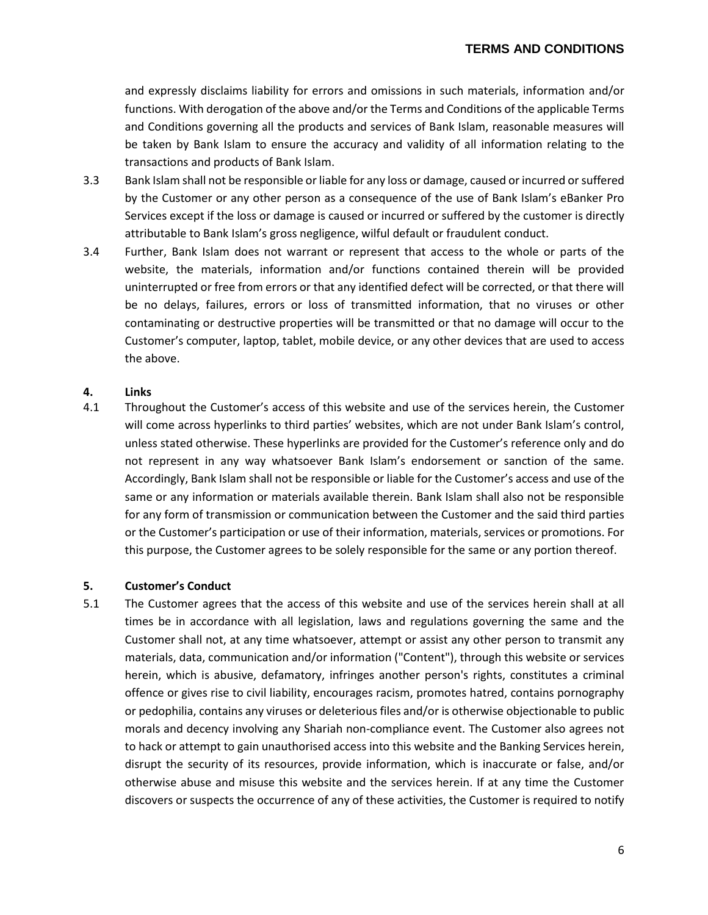and expressly disclaims liability for errors and omissions in such materials, information and/or functions. With derogation of the above and/or the Terms and Conditions of the applicable Terms and Conditions governing all the products and services of Bank Islam, reasonable measures will be taken by Bank Islam to ensure the accuracy and validity of all information relating to the transactions and products of Bank Islam.

3.3 Bank Islam shall not be responsible or liable for any loss or damage, caused or incurred or suffered by the Customer or any other person as a consequence of the use of Bank Islam's eBanker Pro Services except if the loss or damage is caused or incurred or suffered by the customer is directly attributable to Bank Islam's gross negligence, wilful default or fraudulent conduct.

3.4 Further, Bank Islam does not warrant or represent that access to the whole or parts of the website, the materials, information and/or functions contained therein will be provided uninterrupted or free from errors or that any identified defect will be corrected, or that there will be no delays, failures, errors or loss of transmitted information, that no viruses or other contaminating or destructive properties will be transmitted or that no damage will occur to the Customer's computer, laptop, tablet, mobile device, or any other devices that are used to access the above.

**4. Links**

4.1 Throughout the Customer's access of this website and use of the services herein, the Customer will come across hyperlinks to third parties' websites, which are not under Bank Islam's control, unless stated otherwise. These hyperlinks are provided for the Customer's reference only and do not represent in any way whatsoever Bank Islam's endorsement or sanction of the same. Accordingly, Bank Islam shall not be responsible or liable for the Customer's access and use of the same or any information or materials available therein. Bank Islam shall also not be responsible for any form of transmission or communication between the Customer and the said third parties or the Customer's participation or use of their information, materials, services or promotions. For this purpose, the Customer agrees to be solely responsible for the same or any portion thereof.

**5. Customer's Conduct**

5.1 The Customer agrees that the access of this website and use of the services herein shall at all times be in accordance with all legislation, laws and regulations governing the same and the Customer shall not, at any time whatsoever, attempt or assist any other person to transmit any materials, data, communication and/or information ("Content"), through this website or services herein, which is abusive, defamatory, infringes another person's rights, constitutes a criminal offence or gives rise to civil liability, encourages racism, promotes hatred, contains pornography or pedophilia, contains any viruses or deleterious files and/or is otherwise objectionable to public morals and decency involving any Shariah non-compliance event. The Customer also agrees not to hack or attempt to gain unauthorised access into this website and the Banking Services herein, disrupt the security of its resources, provide information, which is inaccurate or false, and/or otherwise abuse and misuse this website and the services herein. If at any time the Customer discovers or suspects the occurrence of any of these activities, the Customer is required to notify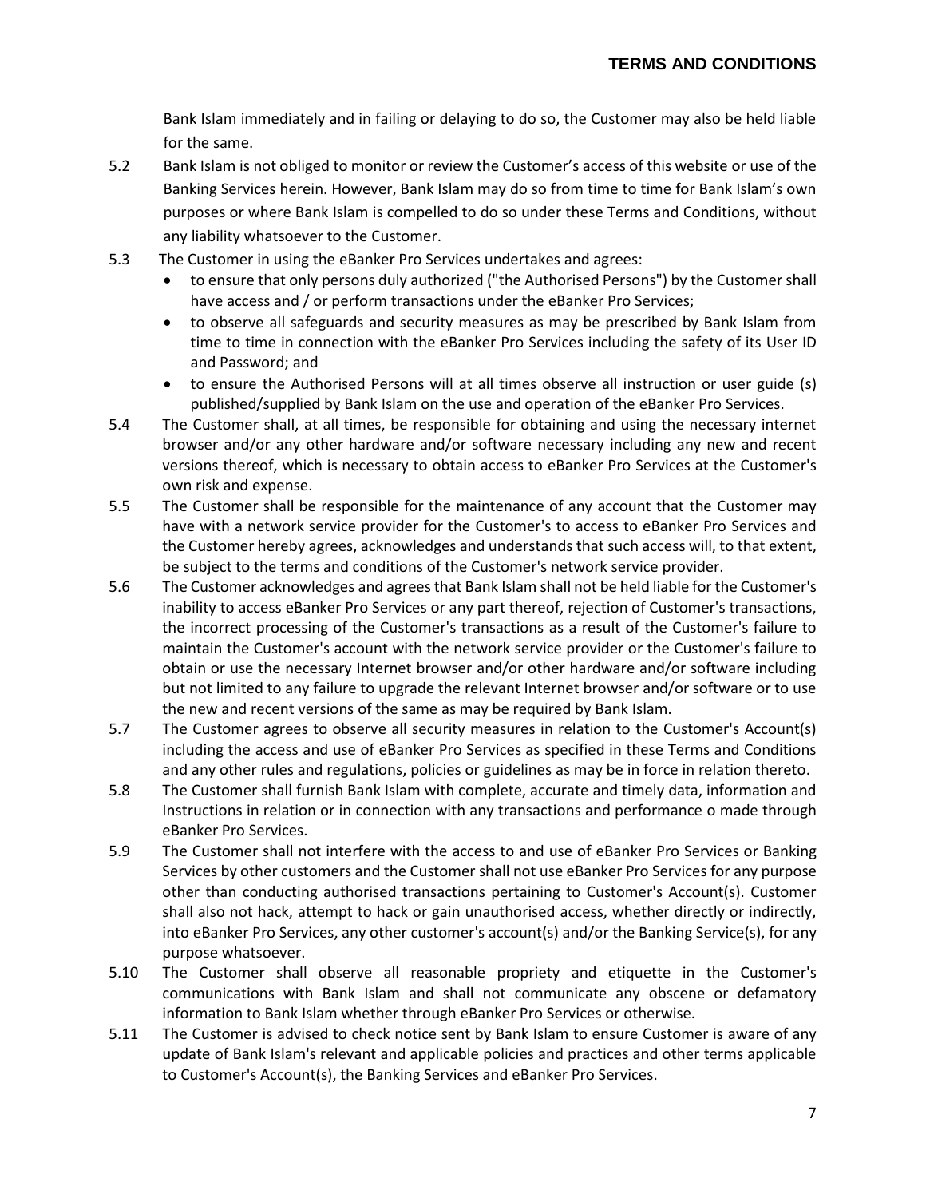Bank Islam immediately and in failing or delaying to do so, the Customer may also be held liable for the same.

5.2 Bank Islam is not obliged to monitor or review the Customer's access of this website or use of the Banking Services herein. However, Bank Islam may do so from time to time for Bank Islam's own purposes or where Bank Islam is compelled to do so under these Terms and Conditions, without any liability whatsoever to the Customer.

5.3 The Customer in using the eBanker Pro Services undertakes and agrees:

- to ensure that only persons duly authorized ("the Authorised Persons") by the Customer shall have access and / or perform transactions under the eBanker Pro Services;
- to observe all safeguards and security measures as may be prescribed by Bank Islam from time to time in connection with the eBanker Pro Services including the safety of its User ID and Password; and
- to ensure the Authorised Persons will at all times observe all instruction or user guide (s) published/supplied by Bank Islam on the use and operation of the eBanker Pro Services.

5.4 The Customer shall, at all times, be responsible for obtaining and using the necessary internet browser and/or any other hardware and/or software necessary including any new and recent versions thereof, which is necessary to obtain access to eBanker Pro Services at the Customer's own risk and expense.

5.5 The Customer shall be responsible for the maintenance of any account that the Customer may have with a network service provider for the Customer's to access to eBanker Pro Services and the Customer hereby agrees, acknowledges and understands that such access will, to that extent, be subject to the terms and conditions of the Customer's network service provider.

5.6 The Customer acknowledges and agrees that Bank Islam shall not be held liable for the Customer's inability to access eBanker Pro Services or any part thereof, rejection of Customer's transactions, the incorrect processing of the Customer's transactions as a result of the Customer's failure to maintain the Customer's account with the network service provider or the Customer's failure to obtain or use the necessary Internet browser and/or other hardware and/or software including but not limited to any failure to upgrade the relevant Internet browser and/or software or to use the new and recent versions of the same as may be required by Bank Islam.

5.7 The Customer agrees to observe all security measures in relation to the Customer's Account(s) including the access and use of eBanker Pro Services as specified in these Terms and Conditions and any other rules and regulations, policies or guidelines as may be in force in relation thereto.

5.8 The Customer shall furnish Bank Islam with complete, accurate and timely data, information and Instructions in relation or in connection with any transactions and performance o made through eBanker Pro Services.

5.9 The Customer shall not interfere with the access to and use of eBanker Pro Services or Banking Services by other customers and the Customer shall not use eBanker Pro Services for any purpose other than conducting authorised transactions pertaining to Customer's Account(s). Customer shall also not hack, attempt to hack or gain unauthorised access, whether directly or indirectly, into eBanker Pro Services, any other customer's account(s) and/or the Banking Service(s), for any purpose whatsoever.

5.10 The Customer shall observe all reasonable propriety and etiquette in the Customer's communications with Bank Islam and shall not communicate any obscene or defamatory information to Bank Islam whether through eBanker Pro Services or otherwise.

5.11 The Customer is advised to check notice sent by Bank Islam to ensure Customer is aware of any update of Bank Islam's relevant and applicable policies and practices and other terms applicable to Customer's Account(s), the Banking Services and eBanker Pro Services.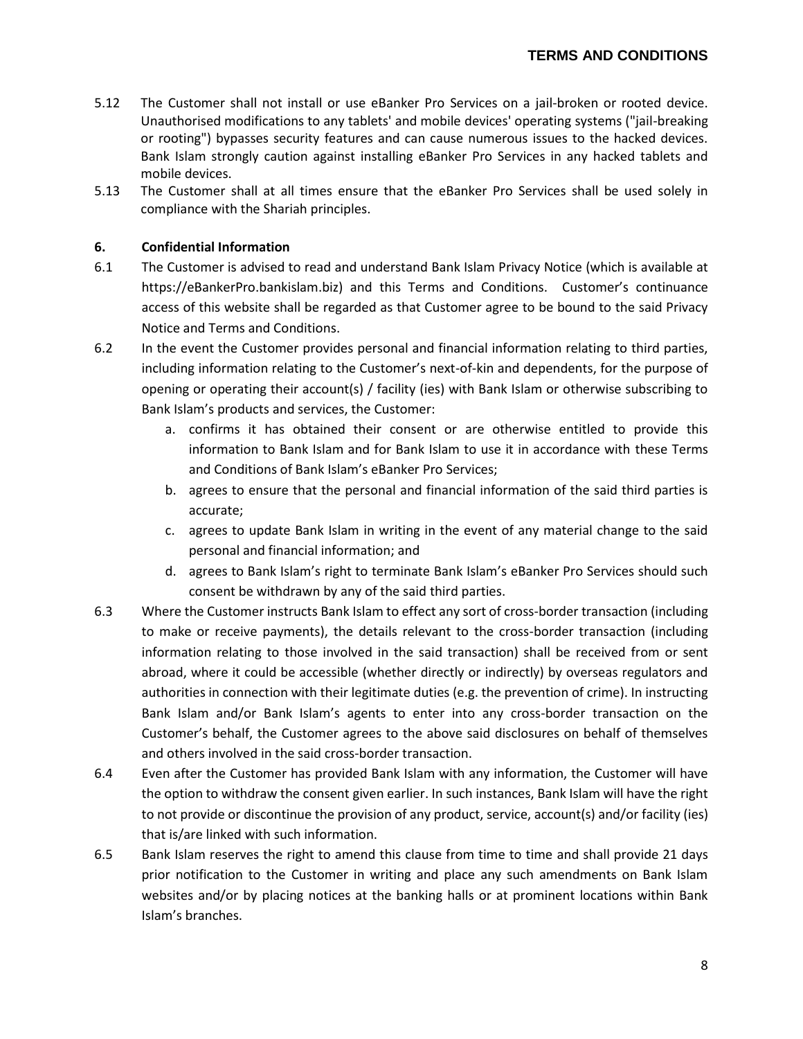5.12 The Customer shall not install or use eBanker Pro Services on a jail-broken or rooted device. Unauthorised modifications to any tablets' and mobile devices' operating systems ("jail-breaking or rooting") bypasses security features and can cause numerous issues to the hacked devices. Bank Islam strongly caution against installing eBanker Pro Services in any hacked tablets and mobile devices.

5.13 The Customer shall at all times ensure that the eBanker Pro Services shall be used solely in compliance with the Shariah principles.

**6. Confidential Information**

6.1 The Customer is advised to read and understand Bank Islam Privacy Notice (which is available at https://eBankerPro.bankislam.biz) and this Terms and Conditions. Customer's continuance access of this website shall be regarded as that Customer agree to be bound to the said Privacy Notice and Terms and Conditions.

6.2 In the event the Customer provides personal and financial information relating to third parties, including information relating to the Customer's next-of-kin and dependents, for the purpose of opening or operating their account(s) / facility (ies) with Bank Islam or otherwise subscribing to Bank Islam's products and services, the Customer:

a. confirms it has obtained their consent or are otherwise entitled to provide this information to Bank Islam and for Bank Islam to use it in accordance with these Terms and Conditions of Bank Islam's eBanker Pro Services;
b. agrees to ensure that the personal and financial information of the said third parties is accurate;
c. agrees to update Bank Islam in writing in the event of any material change to the said personal and financial information; and
d. agrees to Bank Islam's right to terminate Bank Islam's eBanker Pro Services should such consent be withdrawn by any of the said third parties.

6.3 Where the Customer instructs Bank Islam to effect any sort of cross-border transaction (including to make or receive payments), the details relevant to the cross-border transaction (including information relating to those involved in the said transaction) shall be received from or sent abroad, where it could be accessible (whether directly or indirectly) by overseas regulators and authorities in connection with their legitimate duties (e.g. the prevention of crime). In instructing Bank Islam and/or Bank Islam's agents to enter into any cross-border transaction on the Customer's behalf, the Customer agrees to the above said disclosures on behalf of themselves and others involved in the said cross-border transaction.

6.4 Even after the Customer has provided Bank Islam with any information, the Customer will have the option to withdraw the consent given earlier. In such instances, Bank Islam will have the right to not provide or discontinue the provision of any product, service, account(s) and/or facility (ies) that is/are linked with such information.

6.5 Bank Islam reserves the right to amend this clause from time to time and shall provide 21 days prior notification to the Customer in writing and place any such amendments on Bank Islam websites and/or by placing notices at the banking halls or at prominent locations within Bank Islam's branches.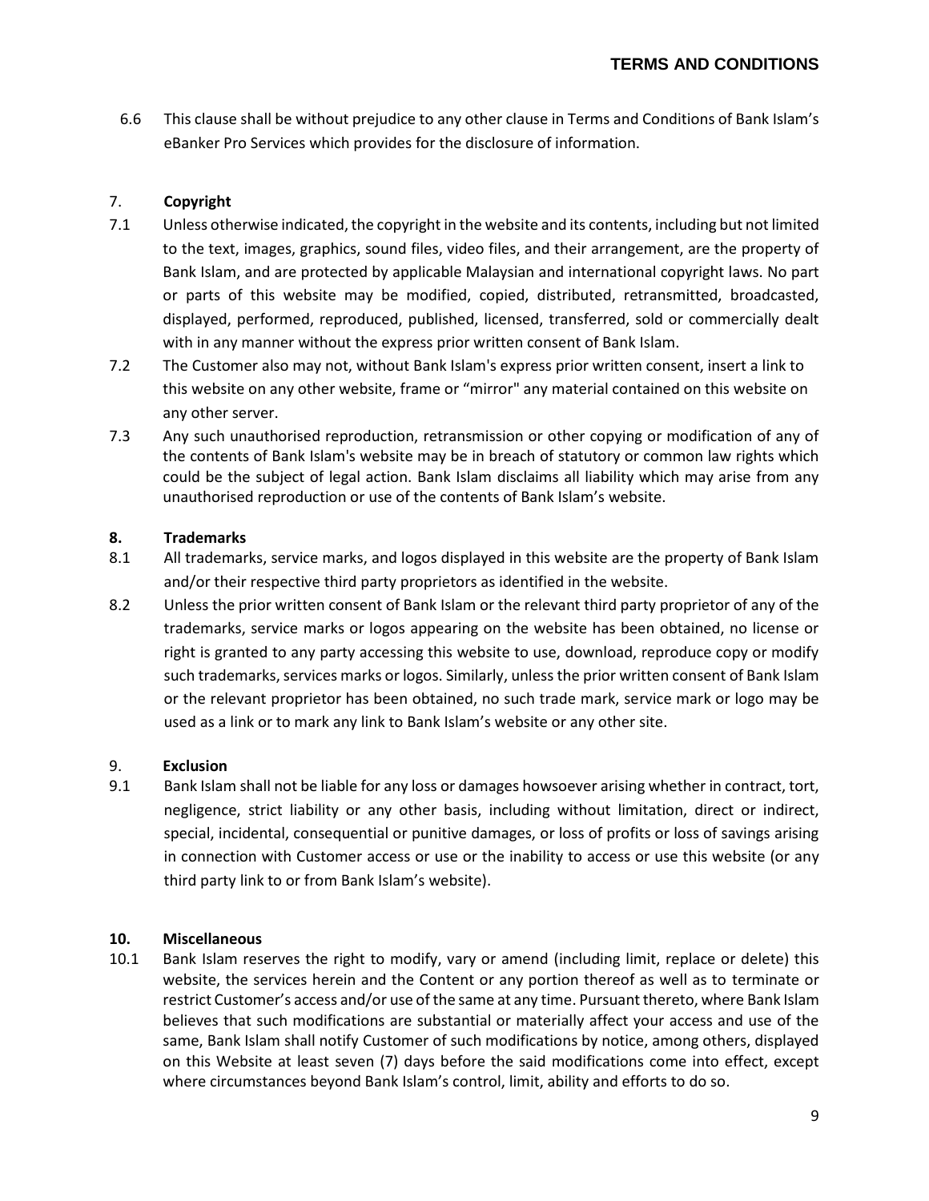6.6 This clause shall be without prejudice to any other clause in Terms and Conditions of Bank Islam's eBanker Pro Services which provides for the disclosure of information.

## 7. Copyright

7.1 Unless otherwise indicated, the copyright in the website and its contents, including but not limited to the text, images, graphics, sound files, video files, and their arrangement, are the property of Bank Islam, and are protected by applicable Malaysian and international copyright laws. No part or parts of this website may be modified, copied, distributed, retransmitted, broadcasted, displayed, performed, reproduced, published, licensed, transferred, sold or commercially dealt with in any manner without the express prior written consent of Bank Islam.

7.2 The Customer also may not, without Bank Islam's express prior written consent, insert a link to this website on any other website, frame or "mirror" any material contained on this website on any other server.

7.3 Any such unauthorised reproduction, retransmission or other copying or modification of any of the contents of Bank Islam's website may be in breach of statutory or common law rights which could be the subject of legal action. Bank Islam disclaims all liability which may arise from any unauthorised reproduction or use of the contents of Bank Islam's website.

## 8. Trademarks

8.1 All trademarks, service marks, and logos displayed in this website are the property of Bank Islam and/or their respective third party proprietors as identified in the website.

8.2 Unless the prior written consent of Bank Islam or the relevant third party proprietor of any of the trademarks, service marks or logos appearing on the website has been obtained, no license or right is granted to any party accessing this website to use, download, reproduce copy or modify such trademarks, services marks or logos. Similarly, unless the prior written consent of Bank Islam or the relevant proprietor has been obtained, no such trade mark, service mark or logo may be used as a link or to mark any link to Bank Islam's website or any other site.

## 9. Exclusion

9.1 Bank Islam shall not be liable for any loss or damages howsoever arising whether in contract, tort, negligence, strict liability or any other basis, including without limitation, direct or indirect, special, incidental, consequential or punitive damages, or loss of profits or loss of savings arising in connection with Customer access or use or the inability to access or use this website (or any third party link to or from Bank Islam's website).

## 10. Miscellaneous

10.1 Bank Islam reserves the right to modify, vary or amend (including limit, replace or delete) this website, the services herein and the Content or any portion thereof as well as to terminate or restrict Customer's access and/or use of the same at any time. Pursuant thereto, where Bank Islam believes that such modifications are substantial or materially affect your access and use of the same, Bank Islam shall notify Customer of such modifications by notice, among others, displayed on this Website at least seven (7) days before the said modifications come into effect, except where circumstances beyond Bank Islam's control, limit, ability and efforts to do so.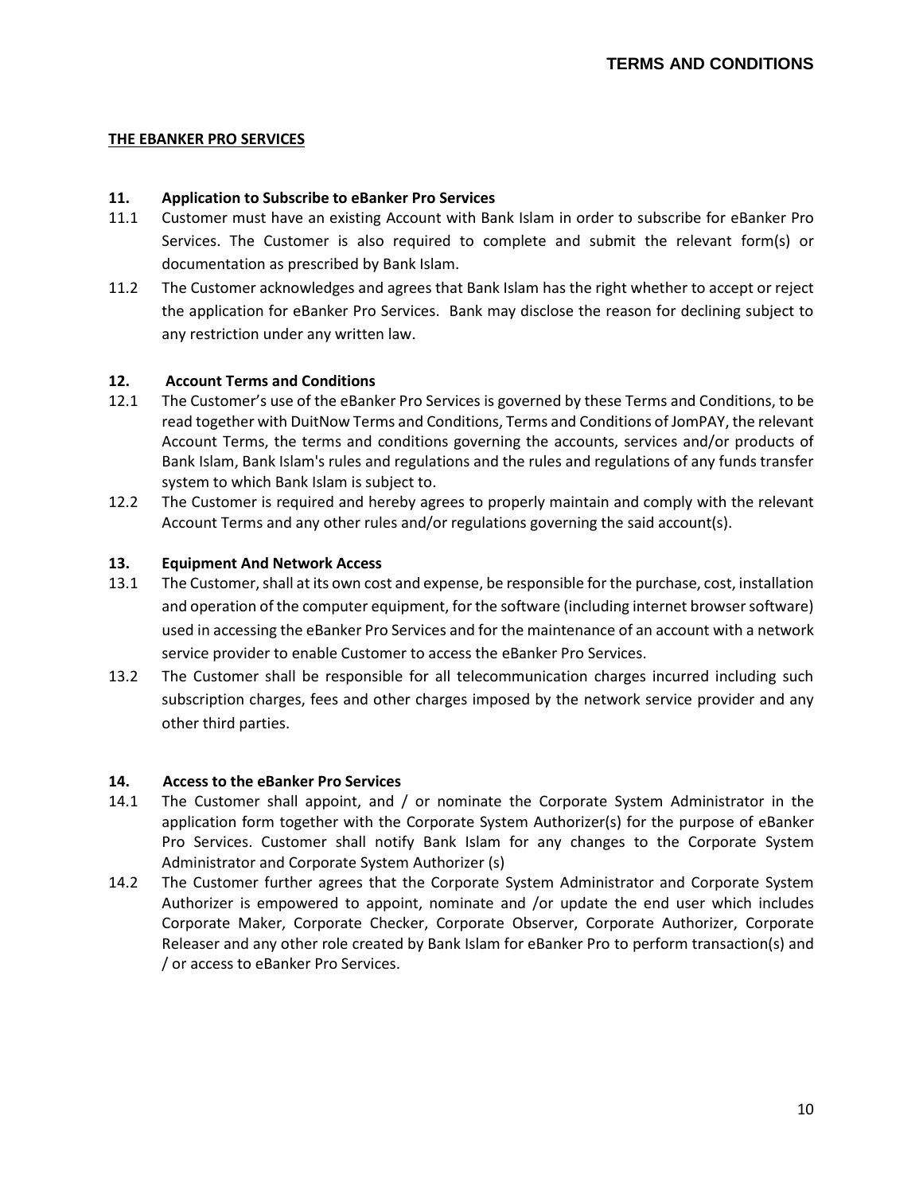## THE EBANKER PRO SERVICES

### 11. Application to Subscribe to eBanker Pro Services

11.1 Customer must have an existing Account with Bank Islam in order to subscribe for eBanker Pro Services. The Customer is also required to complete and submit the relevant form(s) or documentation as prescribed by Bank Islam.

11.2 The Customer acknowledges and agrees that Bank Islam has the right whether to accept or reject the application for eBanker Pro Services. Bank may disclose the reason for declining subject to any restriction under any written law.

### 12. Account Terms and Conditions

12.1 The Customer's use of the eBanker Pro Services is governed by these Terms and Conditions, to be read together with DuitNow Terms and Conditions, Terms and Conditions of JomPAY, the relevant Account Terms, the terms and conditions governing the accounts, services and/or products of Bank Islam, Bank Islam's rules and regulations and the rules and regulations of any funds transfer system to which Bank Islam is subject to.

12.2 The Customer is required and hereby agrees to properly maintain and comply with the relevant Account Terms and any other rules and/or regulations governing the said account(s).

### 13. Equipment And Network Access

13.1 The Customer, shall at its own cost and expense, be responsible for the purchase, cost, installation and operation of the computer equipment, for the software (including internet browser software) used in accessing the eBanker Pro Services and for the maintenance of an account with a network service provider to enable Customer to access the eBanker Pro Services.

13.2 The Customer shall be responsible for all telecommunication charges incurred including such subscription charges, fees and other charges imposed by the network service provider and any other third parties.

### 14. Access to the eBanker Pro Services

14.1 The Customer shall appoint, and / or nominate the Corporate System Administrator in the application form together with the Corporate System Authorizer(s) for the purpose of eBanker Pro Services. Customer shall notify Bank Islam for any changes to the Corporate System Administrator and Corporate System Authorizer (s)

14.2 The Customer further agrees that the Corporate System Administrator and Corporate System Authorizer is empowered to appoint, nominate and /or update the end user which includes Corporate Maker, Corporate Checker, Corporate Observer, Corporate Authorizer, Corporate Releaser and any other role created by Bank Islam for eBanker Pro to perform transaction(s) and / or access to eBanker Pro Services.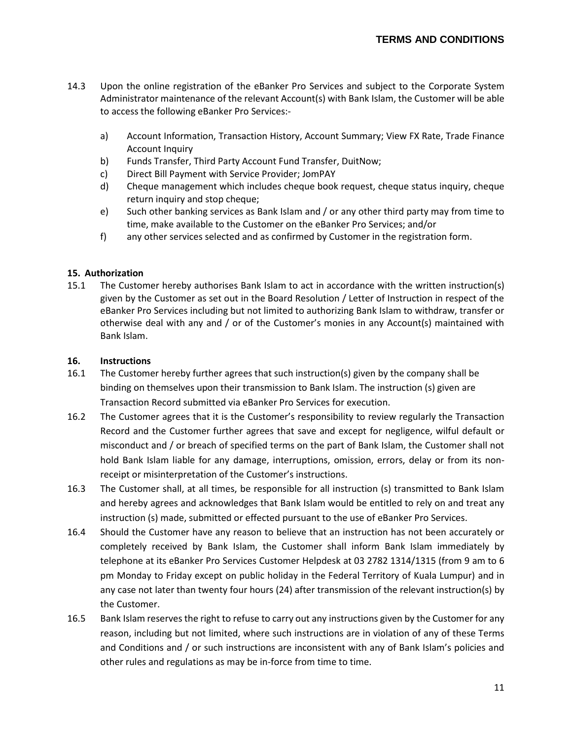14.3 Upon the online registration of the eBanker Pro Services and subject to the Corporate System Administrator maintenance of the relevant Account(s) with Bank Islam, the Customer will be able to access the following eBanker Pro Services:-

a) Account Information, Transaction History, Account Summary; View FX Rate, Trade Finance Account Inquiry
b) Funds Transfer, Third Party Account Fund Transfer, DuitNow;
c) Direct Bill Payment with Service Provider; JomPAY
d) Cheque management which includes cheque book request, cheque status inquiry, cheque return inquiry and stop cheque;
e) Such other banking services as Bank Islam and / or any other third party may from time to time, make available to the Customer on the eBanker Pro Services; and/or
f) any other services selected and as confirmed by Customer in the registration form.

**15. Authorization**

15.1 The Customer hereby authorises Bank Islam to act in accordance with the written instruction(s) given by the Customer as set out in the Board Resolution / Letter of Instruction in respect of the eBanker Pro Services including but not limited to authorizing Bank Islam to withdraw, transfer or otherwise deal with any and / or of the Customer's monies in any Account(s) maintained with Bank Islam.

**16. Instructions**

16.1 The Customer hereby further agrees that such instruction(s) given by the company shall be binding on themselves upon their transmission to Bank Islam. The instruction (s) given are Transaction Record submitted via eBanker Pro Services for execution.

16.2 The Customer agrees that it is the Customer's responsibility to review regularly the Transaction Record and the Customer further agrees that save and except for negligence, wilful default or misconduct and / or breach of specified terms on the part of Bank Islam, the Customer shall not hold Bank Islam liable for any damage, interruptions, omission, errors, delay or from its non-receipt or misinterpretation of the Customer's instructions.

16.3 The Customer shall, at all times, be responsible for all instruction (s) transmitted to Bank Islam and hereby agrees and acknowledges that Bank Islam would be entitled to rely on and treat any instruction (s) made, submitted or effected pursuant to the use of eBanker Pro Services.

16.4 Should the Customer have any reason to believe that an instruction has not been accurately or completely received by Bank Islam, the Customer shall inform Bank Islam immediately by telephone at its eBanker Pro Services Customer Helpdesk at 03 2782 1314/1315 (from 9 am to 6 pm Monday to Friday except on public holiday in the Federal Territory of Kuala Lumpur) and in any case not later than twenty four hours (24) after transmission of the relevant instruction(s) by the Customer.

16.5 Bank Islam reserves the right to refuse to carry out any instructions given by the Customer for any reason, including but not limited, where such instructions are in violation of any of these Terms and Conditions and / or such instructions are inconsistent with any of Bank Islam's policies and other rules and regulations as may be in-force from time to time.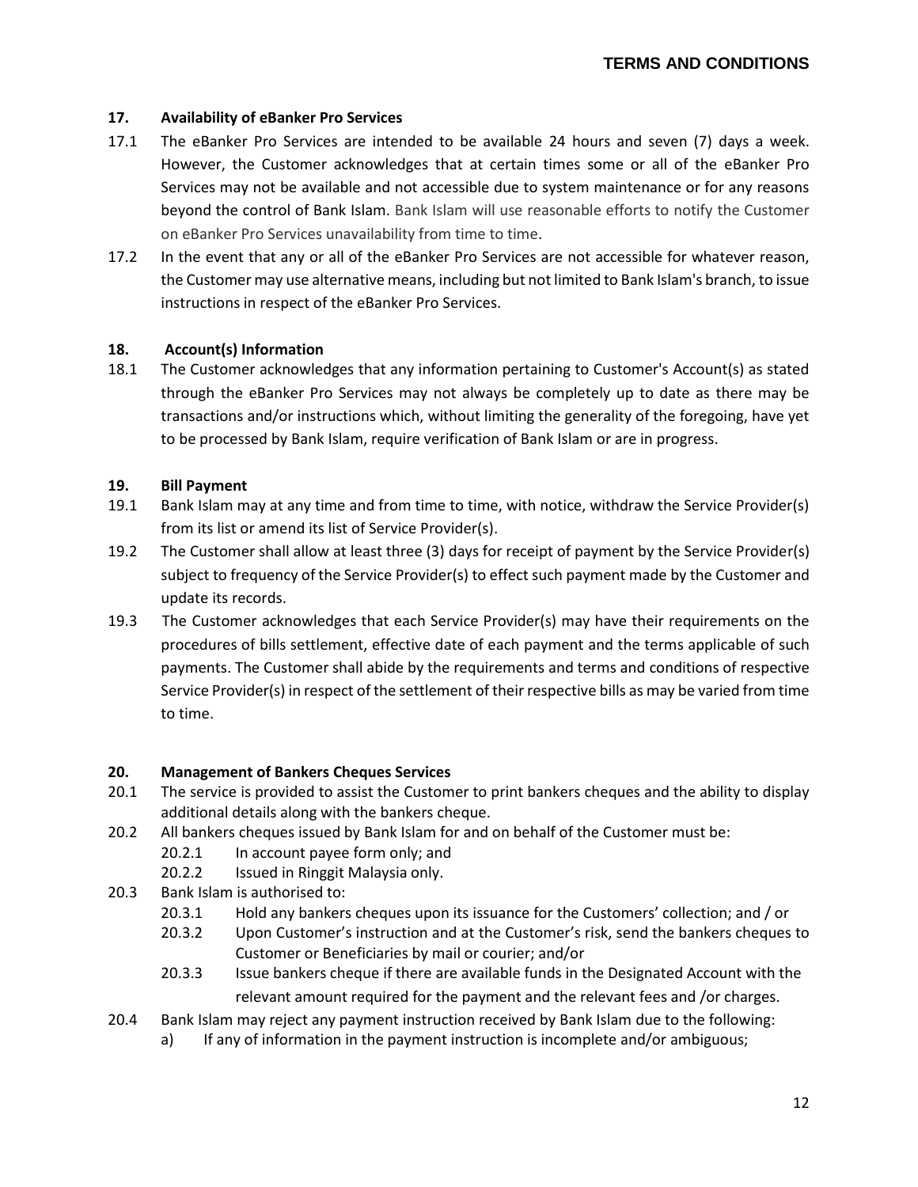### 17. Availability of eBanker Pro Services

17.1 The eBanker Pro Services are intended to be available 24 hours and seven (7) days a week. However, the Customer acknowledges that at certain times some or all of the eBanker Pro Services may not be available and not accessible due to system maintenance or for any reasons beyond the control of Bank Islam. Bank Islam will use reasonable efforts to notify the Customer on eBanker Pro Services unavailability from time to time.

17.2 In the event that any or all of the eBanker Pro Services are not accessible for whatever reason, the Customer may use alternative means, including but not limited to Bank Islam's branch, to issue instructions in respect of the eBanker Pro Services.

### 18. Account(s) Information

18.1 The Customer acknowledges that any information pertaining to Customer's Account(s) as stated through the eBanker Pro Services may not always be completely up to date as there may be transactions and/or instructions which, without limiting the generality of the foregoing, have yet to be processed by Bank Islam, require verification of Bank Islam or are in progress.

### 19. Bill Payment

19.1 Bank Islam may at any time and from time to time, with notice, withdraw the Service Provider(s) from its list or amend its list of Service Provider(s).

19.2 The Customer shall allow at least three (3) days for receipt of payment by the Service Provider(s) subject to frequency of the Service Provider(s) to effect such payment made by the Customer and update its records.

19.3 The Customer acknowledges that each Service Provider(s) may have their requirements on the procedures of bills settlement, effective date of each payment and the terms applicable of such payments. The Customer shall abide by the requirements and terms and conditions of respective Service Provider(s) in respect of the settlement of their respective bills as may be varied from time to time.

### 20. Management of Bankers Cheques Services

20.1 The service is provided to assist the Customer to print bankers cheques and the ability to display additional details along with the bankers cheque.

20.2 All bankers cheques issued by Bank Islam for and on behalf of the Customer must be:

- 20.2.1 In account payee form only; and
- 20.2.2 Issued in Ringgit Malaysia only.

20.3 Bank Islam is authorised to:

- 20.3.1 Hold any bankers cheques upon its issuance for the Customers' collection; and / or
- 20.3.2 Upon Customer's instruction and at the Customer's risk, send the bankers cheques to Customer or Beneficiaries by mail or courier; and/or
- 20.3.3 Issue bankers cheque if there are available funds in the Designated Account with the relevant amount required for the payment and the relevant fees and /or charges.

20.4 Bank Islam may reject any payment instruction received by Bank Islam due to the following:

a) If any of information in the payment instruction is incomplete and/or ambiguous;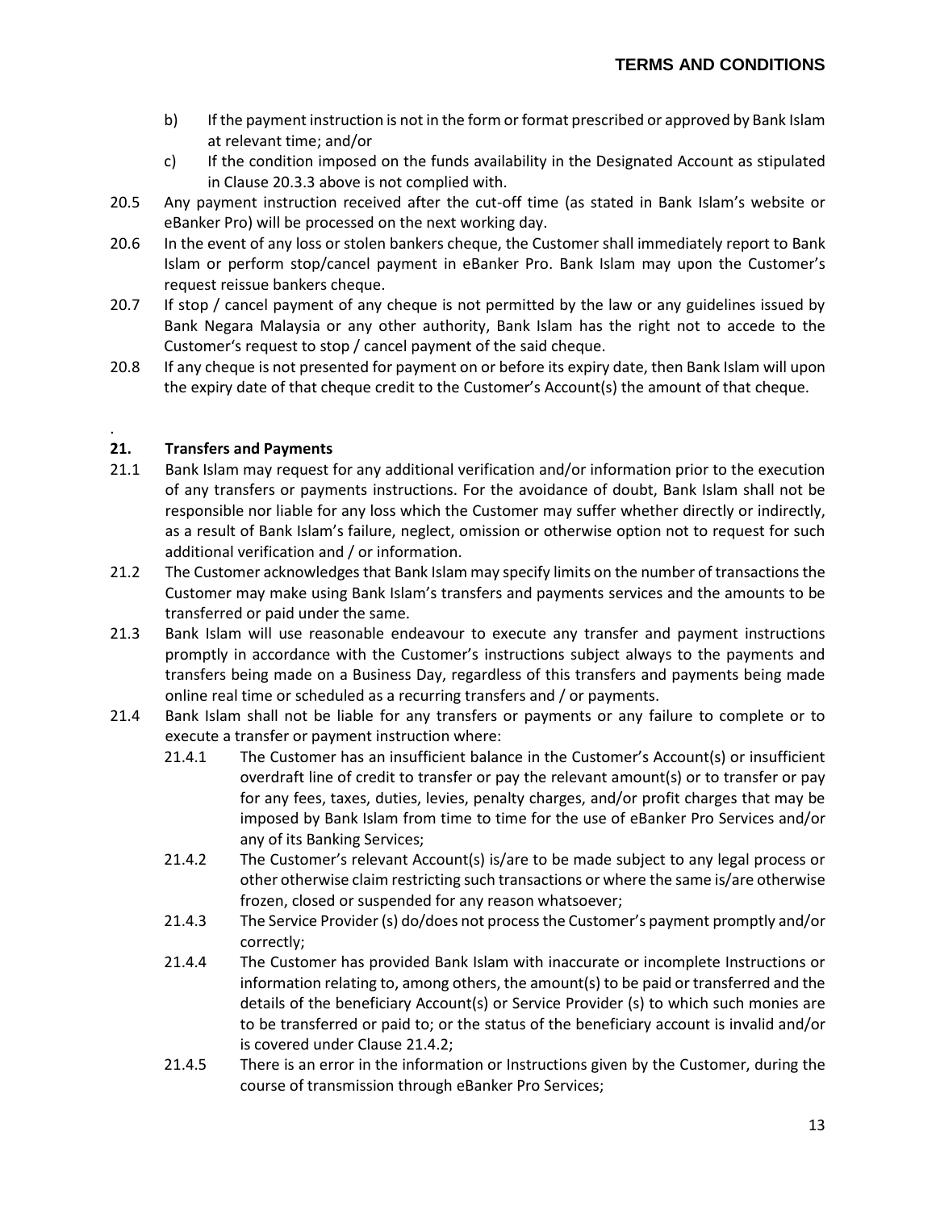b) If the payment instruction is not in the form or format prescribed or approved by Bank Islam at relevant time; and/or

c) If the condition imposed on the funds availability in the Designated Account as stipulated in Clause 20.3.3 above is not complied with.

20.5 Any payment instruction received after the cut-off time (as stated in Bank Islam's website or eBanker Pro) will be processed on the next working day.

20.6 In the event of any loss or stolen bankers cheque, the Customer shall immediately report to Bank Islam or perform stop/cancel payment in eBanker Pro. Bank Islam may upon the Customer's request reissue bankers cheque.

20.7 If stop / cancel payment of any cheque is not permitted by the law or any guidelines issued by Bank Negara Malaysia or any other authority, Bank Islam has the right not to accede to the Customer's request to stop / cancel payment of the said cheque.

20.8 If any cheque is not presented for payment on or before its expiry date, then Bank Islam will upon the expiry date of that cheque credit to the Customer's Account(s) the amount of that cheque.

.

## 21. Transfers and Payments

21.1 Bank Islam may request for any additional verification and/or information prior to the execution of any transfers or payments instructions. For the avoidance of doubt, Bank Islam shall not be responsible nor liable for any loss which the Customer may suffer whether directly or indirectly, as a result of Bank Islam's failure, neglect, omission or otherwise option not to request for such additional verification and / or information.

21.2 The Customer acknowledges that Bank Islam may specify limits on the number of transactions the Customer may make using Bank Islam's transfers and payments services and the amounts to be transferred or paid under the same.

21.3 Bank Islam will use reasonable endeavour to execute any transfer and payment instructions promptly in accordance with the Customer's instructions subject always to the payments and transfers being made on a Business Day, regardless of this transfers and payments being made online real time or scheduled as a recurring transfers and / or payments.

21.4 Bank Islam shall not be liable for any transfers or payments or any failure to complete or to execute a transfer or payment instruction where:

21.4.1 The Customer has an insufficient balance in the Customer's Account(s) or insufficient overdraft line of credit to transfer or pay the relevant amount(s) or to transfer or pay for any fees, taxes, duties, levies, penalty charges, and/or profit charges that may be imposed by Bank Islam from time to time for the use of eBanker Pro Services and/or any of its Banking Services;

21.4.2 The Customer's relevant Account(s) is/are to be made subject to any legal process or other otherwise claim restricting such transactions or where the same is/are otherwise frozen, closed or suspended for any reason whatsoever;

21.4.3 The Service Provider (s) do/does not process the Customer's payment promptly and/or correctly;

21.4.4 The Customer has provided Bank Islam with inaccurate or incomplete Instructions or information relating to, among others, the amount(s) to be paid or transferred and the details of the beneficiary Account(s) or Service Provider (s) to which such monies are to be transferred or paid to; or the status of the beneficiary account is invalid and/or is covered under Clause 21.4.2;

21.4.5 There is an error in the information or Instructions given by the Customer, during the course of transmission through eBanker Pro Services;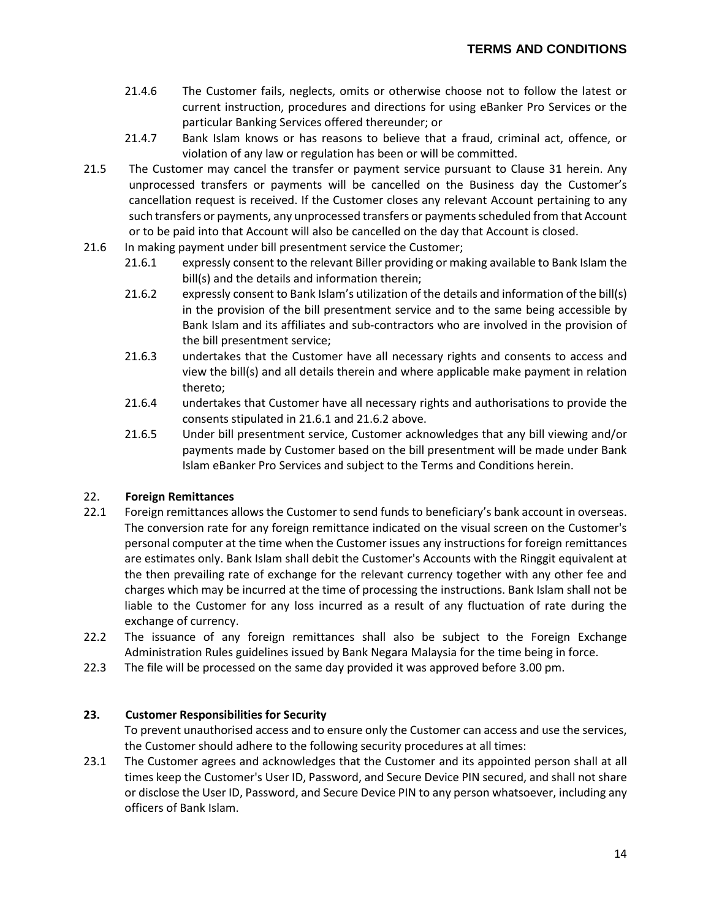21.4.6 The Customer fails, neglects, omits or otherwise choose not to follow the latest or current instruction, procedures and directions for using eBanker Pro Services or the particular Banking Services offered thereunder; or

21.4.7 Bank Islam knows or has reasons to believe that a fraud, criminal act, offence, or violation of any law or regulation has been or will be committed.

21.5 The Customer may cancel the transfer or payment service pursuant to Clause 31 herein. Any unprocessed transfers or payments will be cancelled on the Business day the Customer's cancellation request is received. If the Customer closes any relevant Account pertaining to any such transfers or payments, any unprocessed transfers or payments scheduled from that Account or to be paid into that Account will also be cancelled on the day that Account is closed.

21.6 In making payment under bill presentment service the Customer;

21.6.1 expressly consent to the relevant Biller providing or making available to Bank Islam the bill(s) and the details and information therein;

21.6.2 expressly consent to Bank Islam's utilization of the details and information of the bill(s) in the provision of the bill presentment service and to the same being accessible by Bank Islam and its affiliates and sub-contractors who are involved in the provision of the bill presentment service;

21.6.3 undertakes that the Customer have all necessary rights and consents to access and view the bill(s) and all details therein and where applicable make payment in relation thereto;

21.6.4 undertakes that Customer have all necessary rights and authorisations to provide the consents stipulated in 21.6.1 and 21.6.2 above.

21.6.5 Under bill presentment service, Customer acknowledges that any bill viewing and/or payments made by Customer based on the bill presentment will be made under Bank Islam eBanker Pro Services and subject to the Terms and Conditions herein.

## 22. Foreign Remittances

22.1 Foreign remittances allows the Customer to send funds to beneficiary's bank account in overseas. The conversion rate for any foreign remittance indicated on the visual screen on the Customer's personal computer at the time when the Customer issues any instructions for foreign remittances are estimates only. Bank Islam shall debit the Customer's Accounts with the Ringgit equivalent at the then prevailing rate of exchange for the relevant currency together with any other fee and charges which may be incurred at the time of processing the instructions. Bank Islam shall not be liable to the Customer for any loss incurred as a result of any fluctuation of rate during the exchange of currency.

22.2 The issuance of any foreign remittances shall also be subject to the Foreign Exchange Administration Rules guidelines issued by Bank Negara Malaysia for the time being in force.

22.3 The file will be processed on the same day provided it was approved before 3.00 pm.

## 23. Customer Responsibilities for Security

To prevent unauthorised access and to ensure only the Customer can access and use the services, the Customer should adhere to the following security procedures at all times:

23.1 The Customer agrees and acknowledges that the Customer and its appointed person shall at all times keep the Customer's User ID, Password, and Secure Device PIN secured, and shall not share or disclose the User ID, Password, and Secure Device PIN to any person whatsoever, including any officers of Bank Islam.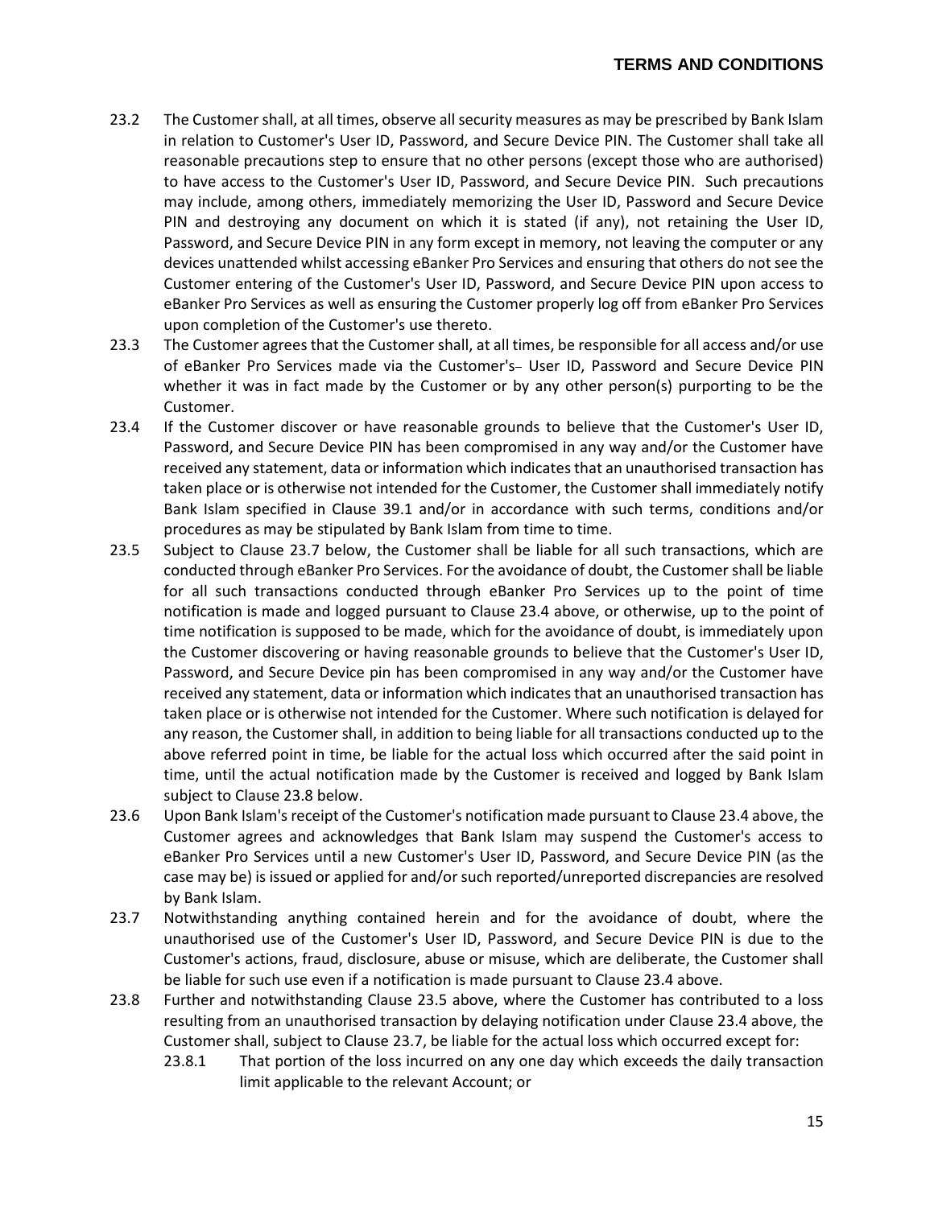23.2 The Customer shall, at all times, observe all security measures as may be prescribed by Bank Islam in relation to Customer's User ID, Password, and Secure Device PIN. The Customer shall take all reasonable precautions step to ensure that no other persons (except those who are authorised) to have access to the Customer's User ID, Password, and Secure Device PIN. Such precautions may include, among others, immediately memorizing the User ID, Password and Secure Device PIN and destroying any document on which it is stated (if any), not retaining the User ID, Password, and Secure Device PIN in any form except in memory, not leaving the computer or any devices unattended whilst accessing eBanker Pro Services and ensuring that others do not see the Customer entering of the Customer's User ID, Password, and Secure Device PIN upon access to eBanker Pro Services as well as ensuring the Customer properly log off from eBanker Pro Services upon completion of the Customer's use thereto.

23.3 The Customer agrees that the Customer shall, at all times, be responsible for all access and/or use of eBanker Pro Services made via the Customer's– User ID, Password and Secure Device PIN whether it was in fact made by the Customer or by any other person(s) purporting to be the Customer.

23.4 If the Customer discover or have reasonable grounds to believe that the Customer's User ID, Password, and Secure Device PIN has been compromised in any way and/or the Customer have received any statement, data or information which indicates that an unauthorised transaction has taken place or is otherwise not intended for the Customer, the Customer shall immediately notify Bank Islam specified in Clause 39.1 and/or in accordance with such terms, conditions and/or procedures as may be stipulated by Bank Islam from time to time.

23.5 Subject to Clause 23.7 below, the Customer shall be liable for all such transactions, which are conducted through eBanker Pro Services. For the avoidance of doubt, the Customer shall be liable for all such transactions conducted through eBanker Pro Services up to the point of time notification is made and logged pursuant to Clause 23.4 above, or otherwise, up to the point of time notification is supposed to be made, which for the avoidance of doubt, is immediately upon the Customer discovering or having reasonable grounds to believe that the Customer's User ID, Password, and Secure Device pin has been compromised in any way and/or the Customer have received any statement, data or information which indicates that an unauthorised transaction has taken place or is otherwise not intended for the Customer. Where such notification is delayed for any reason, the Customer shall, in addition to being liable for all transactions conducted up to the above referred point in time, be liable for the actual loss which occurred after the said point in time, until the actual notification made by the Customer is received and logged by Bank Islam subject to Clause 23.8 below.

23.6 Upon Bank Islam's receipt of the Customer's notification made pursuant to Clause 23.4 above, the Customer agrees and acknowledges that Bank Islam may suspend the Customer's access to eBanker Pro Services until a new Customer's User ID, Password, and Secure Device PIN (as the case may be) is issued or applied for and/or such reported/unreported discrepancies are resolved by Bank Islam.

23.7 Notwithstanding anything contained herein and for the avoidance of doubt, where the unauthorised use of the Customer's User ID, Password, and Secure Device PIN is due to the Customer's actions, fraud, disclosure, abuse or misuse, which are deliberate, the Customer shall be liable for such use even if a notification is made pursuant to Clause 23.4 above.

23.8 Further and notwithstanding Clause 23.5 above, where the Customer has contributed to a loss resulting from an unauthorised transaction by delaying notification under Clause 23.4 above, the Customer shall, subject to Clause 23.7, be liable for the actual loss which occurred except for:

23.8.1 That portion of the loss incurred on any one day which exceeds the daily transaction limit applicable to the relevant Account; or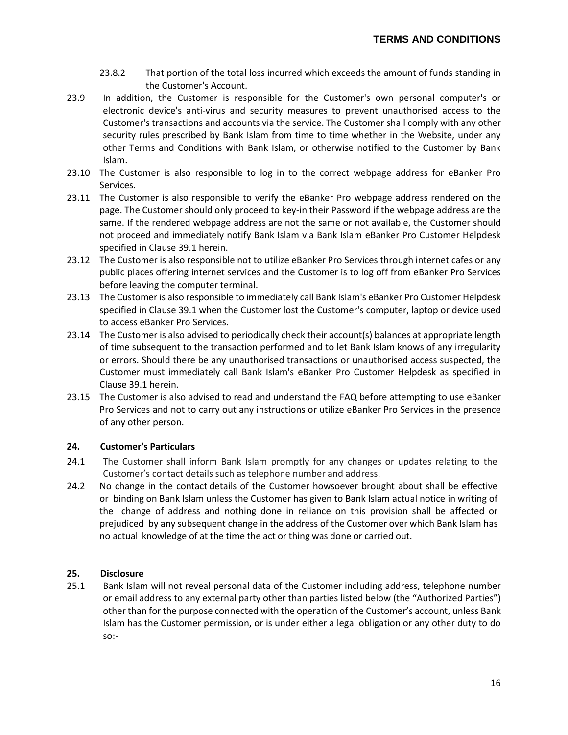23.8.2 That portion of the total loss incurred which exceeds the amount of funds standing in the Customer's Account.

23.9 In addition, the Customer is responsible for the Customer's own personal computer's or electronic device's anti-virus and security measures to prevent unauthorised access to the Customer's transactions and accounts via the service. The Customer shall comply with any other security rules prescribed by Bank Islam from time to time whether in the Website, under any other Terms and Conditions with Bank Islam, or otherwise notified to the Customer by Bank Islam.

23.10 The Customer is also responsible to log in to the correct webpage address for eBanker Pro Services.

23.11 The Customer is also responsible to verify the eBanker Pro webpage address rendered on the page. The Customer should only proceed to key-in their Password if the webpage address are the same. If the rendered webpage address are not the same or not available, the Customer should not proceed and immediately notify Bank Islam via Bank Islam eBanker Pro Customer Helpdesk specified in Clause 39.1 herein.

23.12 The Customer is also responsible not to utilize eBanker Pro Services through internet cafes or any public places offering internet services and the Customer is to log off from eBanker Pro Services before leaving the computer terminal.

23.13 The Customer is also responsible to immediately call Bank Islam's eBanker Pro Customer Helpdesk specified in Clause 39.1 when the Customer lost the Customer's computer, laptop or device used to access eBanker Pro Services.

23.14 The Customer is also advised to periodically check their account(s) balances at appropriate length of time subsequent to the transaction performed and to let Bank Islam knows of any irregularity or errors. Should there be any unauthorised transactions or unauthorised access suspected, the Customer must immediately call Bank Islam's eBanker Pro Customer Helpdesk as specified in Clause 39.1 herein.

23.15 The Customer is also advised to read and understand the FAQ before attempting to use eBanker Pro Services and not to carry out any instructions or utilize eBanker Pro Services in the presence of any other person.

**24. Customer's Particulars**

24.1 The Customer shall inform Bank Islam promptly for any changes or updates relating to the Customer's contact details such as telephone number and address.

24.2 No change in the contact details of the Customer howsoever brought about shall be effective or binding on Bank Islam unless the Customer has given to Bank Islam actual notice in writing of the change of address and nothing done in reliance on this provision shall be affected or prejudiced by any subsequent change in the address of the Customer over which Bank Islam has no actual knowledge of at the time the act or thing was done or carried out.

**25. Disclosure**

25.1 Bank Islam will not reveal personal data of the Customer including address, telephone number or email address to any external party other than parties listed below (the "Authorized Parties") other than for the purpose connected with the operation of the Customer's account, unless Bank Islam has the Customer permission, or is under either a legal obligation or any other duty to do so:-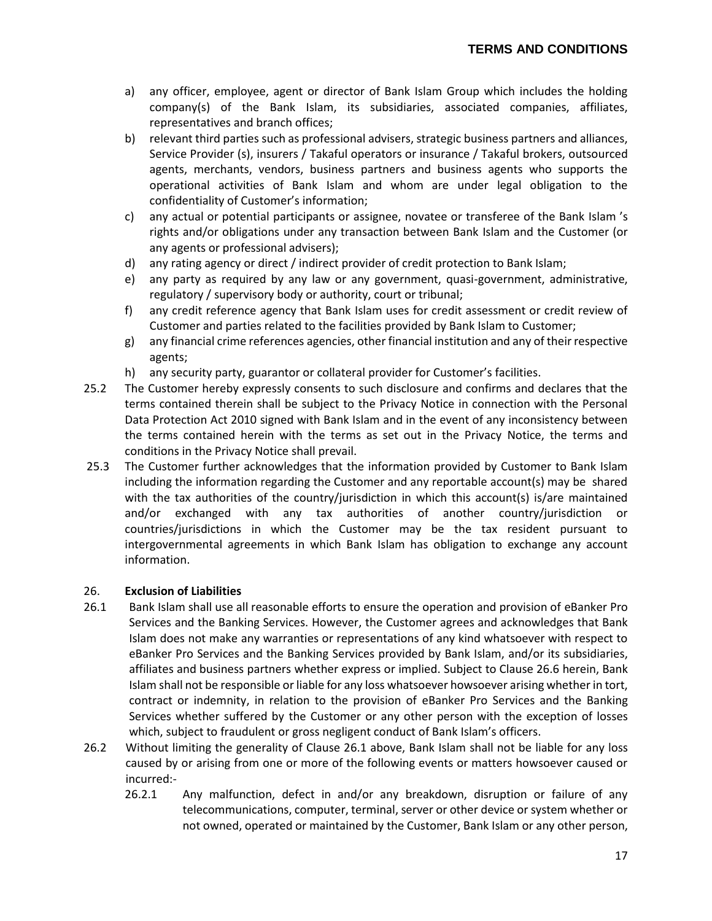a) any officer, employee, agent or director of Bank Islam Group which includes the holding company(s) of the Bank Islam, its subsidiaries, associated companies, affiliates, representatives and branch offices;
b) relevant third parties such as professional advisers, strategic business partners and alliances, Service Provider (s), insurers / Takaful operators or insurance / Takaful brokers, outsourced agents, merchants, vendors, business partners and business agents who supports the operational activities of Bank Islam and whom are under legal obligation to the confidentiality of Customer's information;
c) any actual or potential participants or assignee, novatee or transferee of the Bank Islam 's rights and/or obligations under any transaction between Bank Islam and the Customer (or any agents or professional advisers);
d) any rating agency or direct / indirect provider of credit protection to Bank Islam;
e) any party as required by any law or any government, quasi-government, administrative, regulatory / supervisory body or authority, court or tribunal;
f) any credit reference agency that Bank Islam uses for credit assessment or credit review of Customer and parties related to the facilities provided by Bank Islam to Customer;
g) any financial crime references agencies, other financial institution and any of their respective agents;
h) any security party, guarantor or collateral provider for Customer's facilities.

25.2 The Customer hereby expressly consents to such disclosure and confirms and declares that the terms contained therein shall be subject to the Privacy Notice in connection with the Personal Data Protection Act 2010 signed with Bank Islam and in the event of any inconsistency between the terms contained herein with the terms as set out in the Privacy Notice, the terms and conditions in the Privacy Notice shall prevail.

25.3 The Customer further acknowledges that the information provided by Customer to Bank Islam including the information regarding the Customer and any reportable account(s) may be shared with the tax authorities of the country/jurisdiction in which this account(s) is/are maintained and/or exchanged with any tax authorities of another country/jurisdiction or countries/jurisdictions in which the Customer may be the tax resident pursuant to intergovernmental agreements in which Bank Islam has obligation to exchange any account information.

## 26. Exclusion of Liabilities

26.1 Bank Islam shall use all reasonable efforts to ensure the operation and provision of eBanker Pro Services and the Banking Services. However, the Customer agrees and acknowledges that Bank Islam does not make any warranties or representations of any kind whatsoever with respect to eBanker Pro Services and the Banking Services provided by Bank Islam, and/or its subsidiaries, affiliates and business partners whether express or implied. Subject to Clause 26.6 herein, Bank Islam shall not be responsible or liable for any loss whatsoever howsoever arising whether in tort, contract or indemnity, in relation to the provision of eBanker Pro Services and the Banking Services whether suffered by the Customer or any other person with the exception of losses which, subject to fraudulent or gross negligent conduct of Bank Islam's officers.

26.2 Without limiting the generality of Clause 26.1 above, Bank Islam shall not be liable for any loss caused by or arising from one or more of the following events or matters howsoever caused or incurred:-

26.2.1 Any malfunction, defect in and/or any breakdown, disruption or failure of any telecommunications, computer, terminal, server or other device or system whether or not owned, operated or maintained by the Customer, Bank Islam or any other person,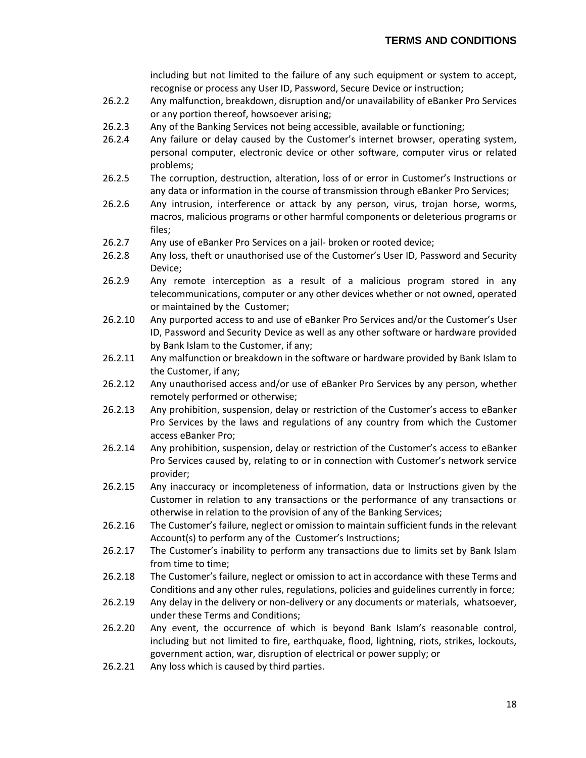including but not limited to the failure of any such equipment or system to accept, recognise or process any User ID, Password, Secure Device or instruction;

26.2.2 Any malfunction, breakdown, disruption and/or unavailability of eBanker Pro Services or any portion thereof, howsoever arising;

26.2.3 Any of the Banking Services not being accessible, available or functioning;

26.2.4 Any failure or delay caused by the Customer's internet browser, operating system, personal computer, electronic device or other software, computer virus or related problems;

26.2.5 The corruption, destruction, alteration, loss of or error in Customer's Instructions or any data or information in the course of transmission through eBanker Pro Services;

26.2.6 Any intrusion, interference or attack by any person, virus, trojan horse, worms, macros, malicious programs or other harmful components or deleterious programs or files;

26.2.7 Any use of eBanker Pro Services on a jail- broken or rooted device;

26.2.8 Any loss, theft or unauthorised use of the Customer's User ID, Password and Security Device;

26.2.9 Any remote interception as a result of a malicious program stored in any telecommunications, computer or any other devices whether or not owned, operated or maintained by the Customer;

26.2.10 Any purported access to and use of eBanker Pro Services and/or the Customer's User ID, Password and Security Device as well as any other software or hardware provided by Bank Islam to the Customer, if any;

26.2.11 Any malfunction or breakdown in the software or hardware provided by Bank Islam to the Customer, if any;

26.2.12 Any unauthorised access and/or use of eBanker Pro Services by any person, whether remotely performed or otherwise;

26.2.13 Any prohibition, suspension, delay or restriction of the Customer's access to eBanker Pro Services by the laws and regulations of any country from which the Customer access eBanker Pro;

26.2.14 Any prohibition, suspension, delay or restriction of the Customer's access to eBanker Pro Services caused by, relating to or in connection with Customer's network service provider;

26.2.15 Any inaccuracy or incompleteness of information, data or Instructions given by the Customer in relation to any transactions or the performance of any transactions or otherwise in relation to the provision of any of the Banking Services;

26.2.16 The Customer's failure, neglect or omission to maintain sufficient funds in the relevant Account(s) to perform any of the Customer's Instructions;

26.2.17 The Customer's inability to perform any transactions due to limits set by Bank Islam from time to time;

26.2.18 The Customer's failure, neglect or omission to act in accordance with these Terms and Conditions and any other rules, regulations, policies and guidelines currently in force;

26.2.19 Any delay in the delivery or non-delivery or any documents or materials, whatsoever, under these Terms and Conditions;

26.2.20 Any event, the occurrence of which is beyond Bank Islam's reasonable control, including but not limited to fire, earthquake, flood, lightning, riots, strikes, lockouts, government action, war, disruption of electrical or power supply; or

26.2.21 Any loss which is caused by third parties.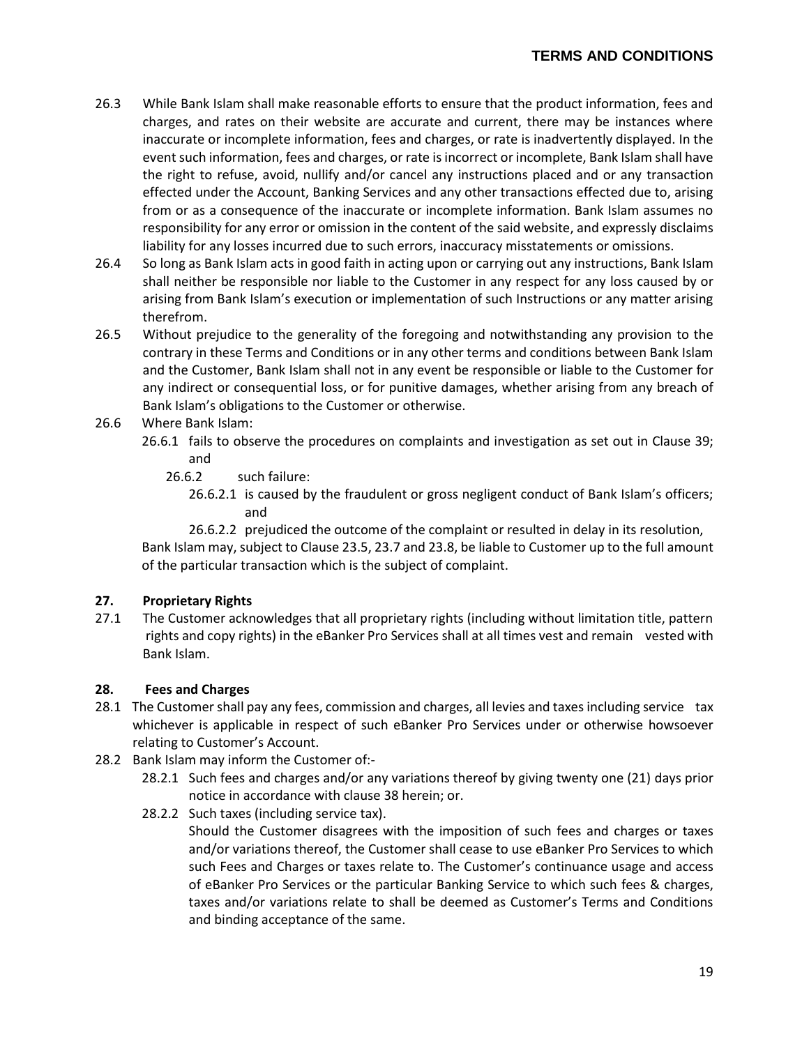26.3 While Bank Islam shall make reasonable efforts to ensure that the product information, fees and charges, and rates on their website are accurate and current, there may be instances where inaccurate or incomplete information, fees and charges, or rate is inadvertently displayed. In the event such information, fees and charges, or rate is incorrect or incomplete, Bank Islam shall have the right to refuse, avoid, nullify and/or cancel any instructions placed and or any transaction effected under the Account, Banking Services and any other transactions effected due to, arising from or as a consequence of the inaccurate or incomplete information. Bank Islam assumes no responsibility for any error or omission in the content of the said website, and expressly disclaims liability for any losses incurred due to such errors, inaccuracy misstatements or omissions.

26.4 So long as Bank Islam acts in good faith in acting upon or carrying out any instructions, Bank Islam shall neither be responsible nor liable to the Customer in any respect for any loss caused by or arising from Bank Islam's execution or implementation of such Instructions or any matter arising therefrom.

26.5 Without prejudice to the generality of the foregoing and notwithstanding any provision to the contrary in these Terms and Conditions or in any other terms and conditions between Bank Islam and the Customer, Bank Islam shall not in any event be responsible or liable to the Customer for any indirect or consequential loss, or for punitive damages, whether arising from any breach of Bank Islam's obligations to the Customer or otherwise.

26.6 Where Bank Islam:

- 26.6.1 fails to observe the procedures on complaints and investigation as set out in Clause 39; and
  - 26.6.2 such failure:
    - 26.6.2.1 is caused by the fraudulent or gross negligent conduct of Bank Islam's officers; and
    - 26.6.2.2 prejudiced the outcome of the complaint or resulted in delay in its resolution,

Bank Islam may, subject to Clause 23.5, 23.7 and 23.8, be liable to Customer up to the full amount of the particular transaction which is the subject of complaint.

**27. Proprietary Rights**

27.1 The Customer acknowledges that all proprietary rights (including without limitation title, pattern rights and copy rights) in the eBanker Pro Services shall at all times vest and remain vested with Bank Islam.

**28. Fees and Charges**

28.1 The Customer shall pay any fees, commission and charges, all levies and taxes including service tax whichever is applicable in respect of such eBanker Pro Services under or otherwise howsoever relating to Customer's Account.

28.2 Bank Islam may inform the Customer of:-

- 28.2.1 Such fees and charges and/or any variations thereof by giving twenty one (21) days prior notice in accordance with clause 38 herein; or.
- 28.2.2 Such taxes (including service tax).

  Should the Customer disagrees with the imposition of such fees and charges or taxes and/or variations thereof, the Customer shall cease to use eBanker Pro Services to which such Fees and Charges or taxes relate to. The Customer's continuance usage and access of eBanker Pro Services or the particular Banking Service to which such fees & charges, taxes and/or variations relate to shall be deemed as Customer's Terms and Conditions and binding acceptance of the same.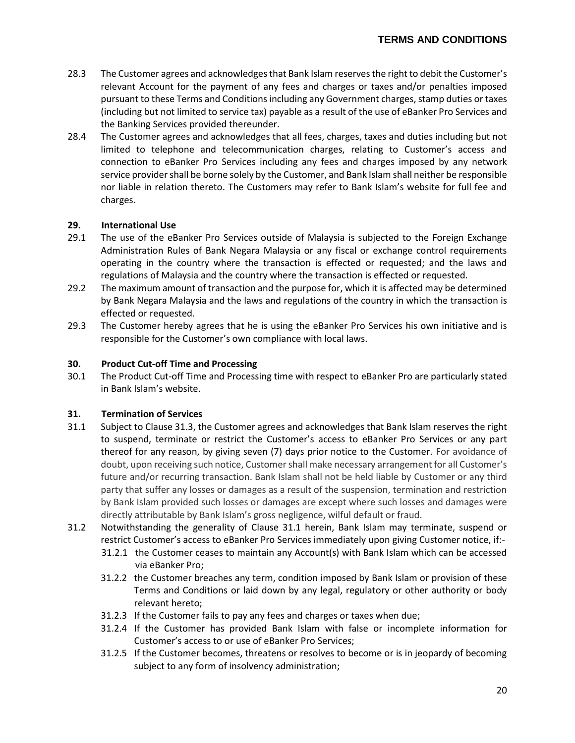28.3 The Customer agrees and acknowledges that Bank Islam reserves the right to debit the Customer's relevant Account for the payment of any fees and charges or taxes and/or penalties imposed pursuant to these Terms and Conditions including any Government charges, stamp duties or taxes (including but not limited to service tax) payable as a result of the use of eBanker Pro Services and the Banking Services provided thereunder.

28.4 The Customer agrees and acknowledges that all fees, charges, taxes and duties including but not limited to telephone and telecommunication charges, relating to Customer's access and connection to eBanker Pro Services including any fees and charges imposed by any network service provider shall be borne solely by the Customer, and Bank Islam shall neither be responsible nor liable in relation thereto. The Customers may refer to Bank Islam's website for full fee and charges.

## 29. International Use

29.1 The use of the eBanker Pro Services outside of Malaysia is subjected to the Foreign Exchange Administration Rules of Bank Negara Malaysia or any fiscal or exchange control requirements operating in the country where the transaction is effected or requested; and the laws and regulations of Malaysia and the country where the transaction is effected or requested.

29.2 The maximum amount of transaction and the purpose for, which it is affected may be determined by Bank Negara Malaysia and the laws and regulations of the country in which the transaction is effected or requested.

29.3 The Customer hereby agrees that he is using the eBanker Pro Services his own initiative and is responsible for the Customer's own compliance with local laws.

## 30. Product Cut-off Time and Processing

30.1 The Product Cut-off Time and Processing time with respect to eBanker Pro are particularly stated in Bank Islam's website.

## 31. Termination of Services

31.1 Subject to Clause 31.3, the Customer agrees and acknowledges that Bank Islam reserves the right to suspend, terminate or restrict the Customer's access to eBanker Pro Services or any part thereof for any reason, by giving seven (7) days prior notice to the Customer. For avoidance of doubt, upon receiving such notice, Customer shall make necessary arrangement for all Customer's future and/or recurring transaction. Bank Islam shall not be held liable by Customer or any third party that suffer any losses or damages as a result of the suspension, termination and restriction by Bank Islam provided such losses or damages are except where such losses and damages were directly attributable by Bank Islam's gross negligence, wilful default or fraud.

31.2 Notwithstanding the generality of Clause 31.1 herein, Bank Islam may terminate, suspend or restrict Customer's access to eBanker Pro Services immediately upon giving Customer notice, if:-

- 31.2.1 the Customer ceases to maintain any Account(s) with Bank Islam which can be accessed via eBanker Pro;
- 31.2.2 the Customer breaches any term, condition imposed by Bank Islam or provision of these Terms and Conditions or laid down by any legal, regulatory or other authority or body relevant hereto;
- 31.2.3 If the Customer fails to pay any fees and charges or taxes when due;
- 31.2.4 If the Customer has provided Bank Islam with false or incomplete information for Customer's access to or use of eBanker Pro Services;
- 31.2.5 If the Customer becomes, threatens or resolves to become or is in jeopardy of becoming subject to any form of insolvency administration;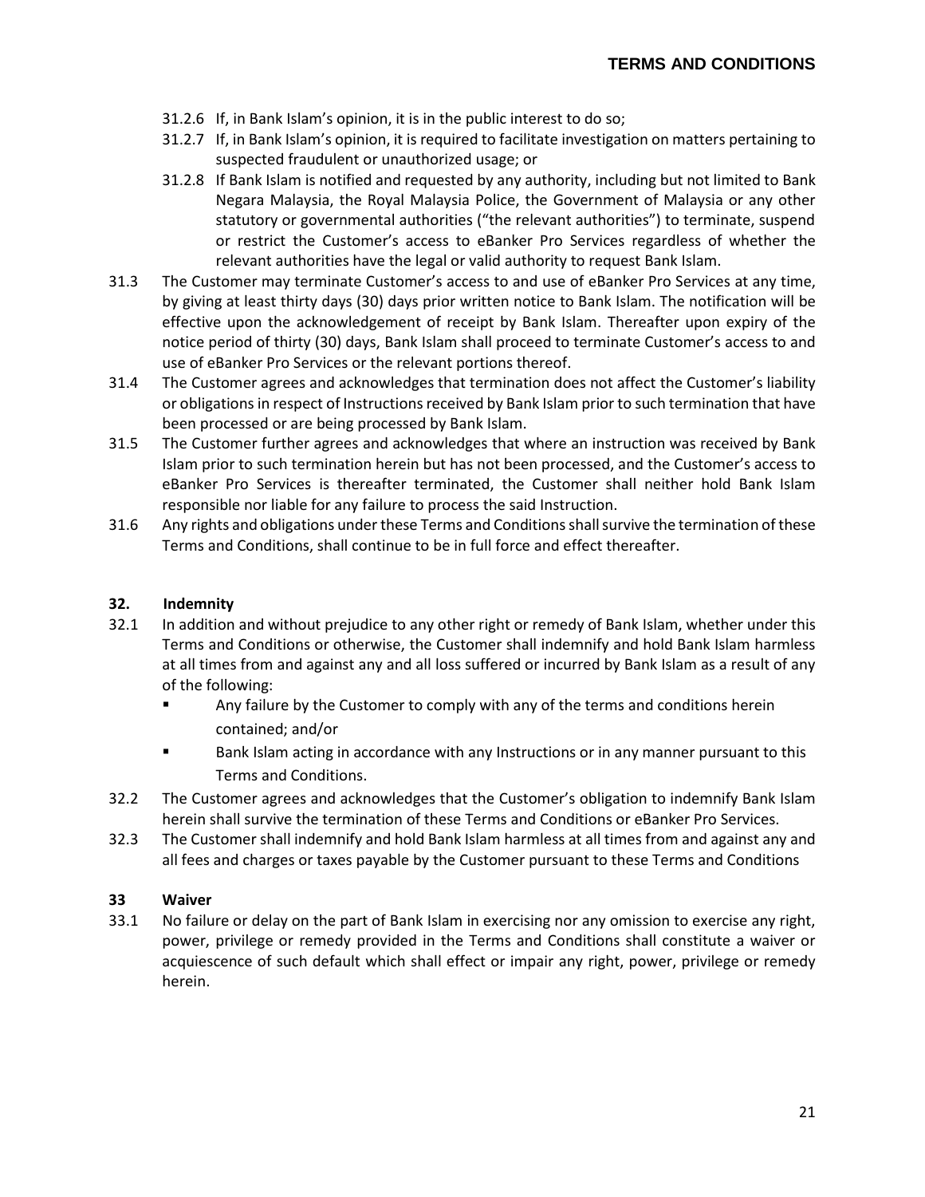- 31.2.6 If, in Bank Islam's opinion, it is in the public interest to do so;
- 31.2.7 If, in Bank Islam's opinion, it is required to facilitate investigation on matters pertaining to suspected fraudulent or unauthorized usage; or
- 31.2.8 If Bank Islam is notified and requested by any authority, including but not limited to Bank Negara Malaysia, the Royal Malaysia Police, the Government of Malaysia or any other statutory or governmental authorities ("the relevant authorities") to terminate, suspend or restrict the Customer's access to eBanker Pro Services regardless of whether the relevant authorities have the legal or valid authority to request Bank Islam.

31.3 The Customer may terminate Customer's access to and use of eBanker Pro Services at any time, by giving at least thirty days (30) days prior written notice to Bank Islam. The notification will be effective upon the acknowledgement of receipt by Bank Islam. Thereafter upon expiry of the notice period of thirty (30) days, Bank Islam shall proceed to terminate Customer's access to and use of eBanker Pro Services or the relevant portions thereof.

31.4 The Customer agrees and acknowledges that termination does not affect the Customer's liability or obligations in respect of Instructions received by Bank Islam prior to such termination that have been processed or are being processed by Bank Islam.

31.5 The Customer further agrees and acknowledges that where an instruction was received by Bank Islam prior to such termination herein but has not been processed, and the Customer's access to eBanker Pro Services is thereafter terminated, the Customer shall neither hold Bank Islam responsible nor liable for any failure to process the said Instruction.

31.6 Any rights and obligations under these Terms and Conditions shall survive the termination of these Terms and Conditions, shall continue to be in full force and effect thereafter.

## 32. Indemnity

32.1 In addition and without prejudice to any other right or remedy of Bank Islam, whether under this Terms and Conditions or otherwise, the Customer shall indemnify and hold Bank Islam harmless at all times from and against any and all loss suffered or incurred by Bank Islam as a result of any of the following:

- Any failure by the Customer to comply with any of the terms and conditions herein contained; and/or
- Bank Islam acting in accordance with any Instructions or in any manner pursuant to this Terms and Conditions.

32.2 The Customer agrees and acknowledges that the Customer's obligation to indemnify Bank Islam herein shall survive the termination of these Terms and Conditions or eBanker Pro Services.

32.3 The Customer shall indemnify and hold Bank Islam harmless at all times from and against any and all fees and charges or taxes payable by the Customer pursuant to these Terms and Conditions

## 33 Waiver

33.1 No failure or delay on the part of Bank Islam in exercising nor any omission to exercise any right, power, privilege or remedy provided in the Terms and Conditions shall constitute a waiver or acquiescence of such default which shall effect or impair any right, power, privilege or remedy herein.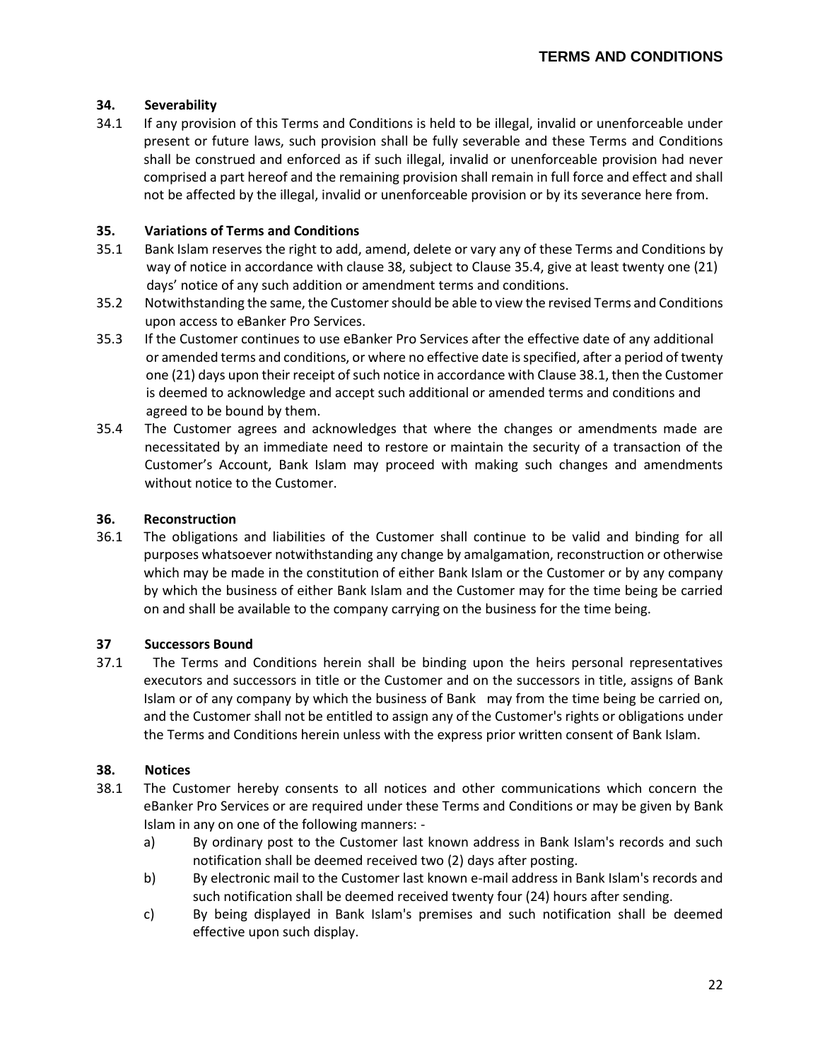## 34. Severability

34.1 If any provision of this Terms and Conditions is held to be illegal, invalid or unenforceable under present or future laws, such provision shall be fully severable and these Terms and Conditions shall be construed and enforced as if such illegal, invalid or unenforceable provision had never comprised a part hereof and the remaining provision shall remain in full force and effect and shall not be affected by the illegal, invalid or unenforceable provision or by its severance here from.

## 35. Variations of Terms and Conditions

35.1 Bank Islam reserves the right to add, amend, delete or vary any of these Terms and Conditions by way of notice in accordance with clause 38, subject to Clause 35.4, give at least twenty one (21) days' notice of any such addition or amendment terms and conditions.

35.2 Notwithstanding the same, the Customer should be able to view the revised Terms and Conditions upon access to eBanker Pro Services.

35.3 If the Customer continues to use eBanker Pro Services after the effective date of any additional or amended terms and conditions, or where no effective date is specified, after a period of twenty one (21) days upon their receipt of such notice in accordance with Clause 38.1, then the Customer is deemed to acknowledge and accept such additional or amended terms and conditions and agreed to be bound by them.

35.4 The Customer agrees and acknowledges that where the changes or amendments made are necessitated by an immediate need to restore or maintain the security of a transaction of the Customer's Account, Bank Islam may proceed with making such changes and amendments without notice to the Customer.

## 36. Reconstruction

36.1 The obligations and liabilities of the Customer shall continue to be valid and binding for all purposes whatsoever notwithstanding any change by amalgamation, reconstruction or otherwise which may be made in the constitution of either Bank Islam or the Customer or by any company by which the business of either Bank Islam and the Customer may for the time being be carried on and shall be available to the company carrying on the business for the time being.

## 37 Successors Bound

37.1 The Terms and Conditions herein shall be binding upon the heirs personal representatives executors and successors in title or the Customer and on the successors in title, assigns of Bank Islam or of any company by which the business of Bank may from the time being be carried on, and the Customer shall not be entitled to assign any of the Customer's rights or obligations under the Terms and Conditions herein unless with the express prior written consent of Bank Islam.

## 38. Notices

38.1 The Customer hereby consents to all notices and other communications which concern the eBanker Pro Services or are required under these Terms and Conditions or may be given by Bank Islam in any on one of the following manners: -

a) By ordinary post to the Customer last known address in Bank Islam's records and such notification shall be deemed received two (2) days after posting.

b) By electronic mail to the Customer last known e-mail address in Bank Islam's records and such notification shall be deemed received twenty four (24) hours after sending.

c) By being displayed in Bank Islam's premises and such notification shall be deemed effective upon such display.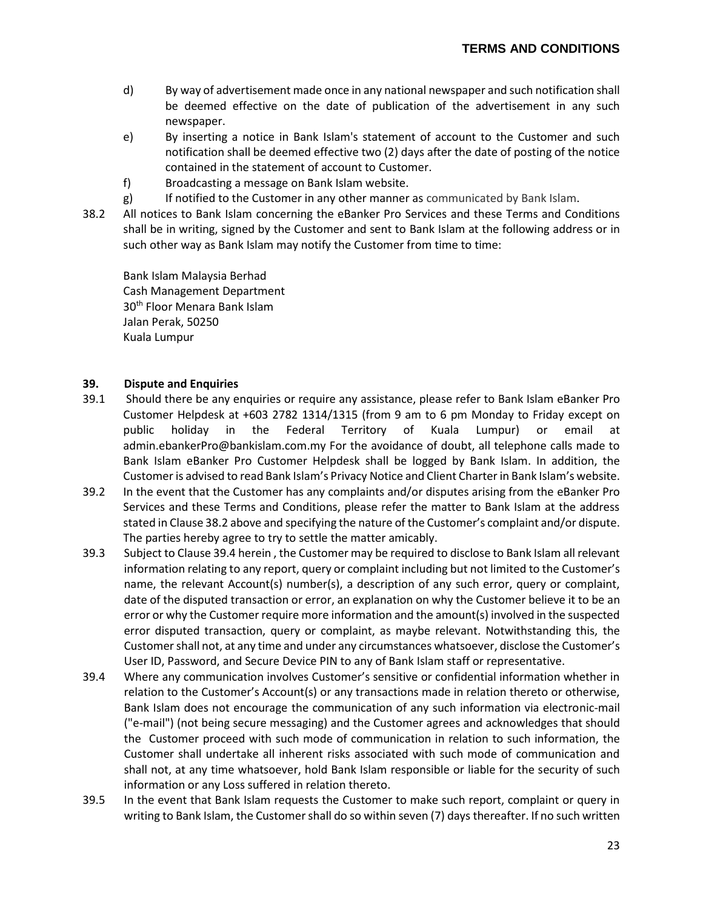d) By way of advertisement made once in any national newspaper and such notification shall be deemed effective on the date of publication of the advertisement in any such newspaper.

e) By inserting a notice in Bank Islam's statement of account to the Customer and such notification shall be deemed effective two (2) days after the date of posting of the notice contained in the statement of account to Customer.

f) Broadcasting a message on Bank Islam website.

g) If notified to the Customer in any other manner as communicated by Bank Islam.

38.2 All notices to Bank Islam concerning the eBanker Pro Services and these Terms and Conditions shall be in writing, signed by the Customer and sent to Bank Islam at the following address or in such other way as Bank Islam may notify the Customer from time to time:

Bank Islam Malaysia Berhad
Cash Management Department
30th Floor Menara Bank Islam
Jalan Perak, 50250
Kuala Lumpur

**39. Dispute and Enquiries**

39.1 Should there be any enquiries or require any assistance, please refer to Bank Islam eBanker Pro Customer Helpdesk at +603 2782 1314/1315 (from 9 am to 6 pm Monday to Friday except on public holiday in the Federal Territory of Kuala Lumpur) or email at admin.ebankerPro@bankislam.com.my For the avoidance of doubt, all telephone calls made to Bank Islam eBanker Pro Customer Helpdesk shall be logged by Bank Islam. In addition, the Customer is advised to read Bank Islam's Privacy Notice and Client Charter in Bank Islam's website.

39.2 In the event that the Customer has any complaints and/or disputes arising from the eBanker Pro Services and these Terms and Conditions, please refer the matter to Bank Islam at the address stated in Clause 38.2 above and specifying the nature of the Customer's complaint and/or dispute. The parties hereby agree to try to settle the matter amicably.

39.3 Subject to Clause 39.4 herein , the Customer may be required to disclose to Bank Islam all relevant information relating to any report, query or complaint including but not limited to the Customer's name, the relevant Account(s) number(s), a description of any such error, query or complaint, date of the disputed transaction or error, an explanation on why the Customer believe it to be an error or why the Customer require more information and the amount(s) involved in the suspected error disputed transaction, query or complaint, as maybe relevant. Notwithstanding this, the Customer shall not, at any time and under any circumstances whatsoever, disclose the Customer's User ID, Password, and Secure Device PIN to any of Bank Islam staff or representative.

39.4 Where any communication involves Customer's sensitive or confidential information whether in relation to the Customer's Account(s) or any transactions made in relation thereto or otherwise, Bank Islam does not encourage the communication of any such information via electronic-mail ("e-mail") (not being secure messaging) and the Customer agrees and acknowledges that should the Customer proceed with such mode of communication in relation to such information, the Customer shall undertake all inherent risks associated with such mode of communication and shall not, at any time whatsoever, hold Bank Islam responsible or liable for the security of such information or any Loss suffered in relation thereto.

39.5 In the event that Bank Islam requests the Customer to make such report, complaint or query in writing to Bank Islam, the Customer shall do so within seven (7) days thereafter. If no such written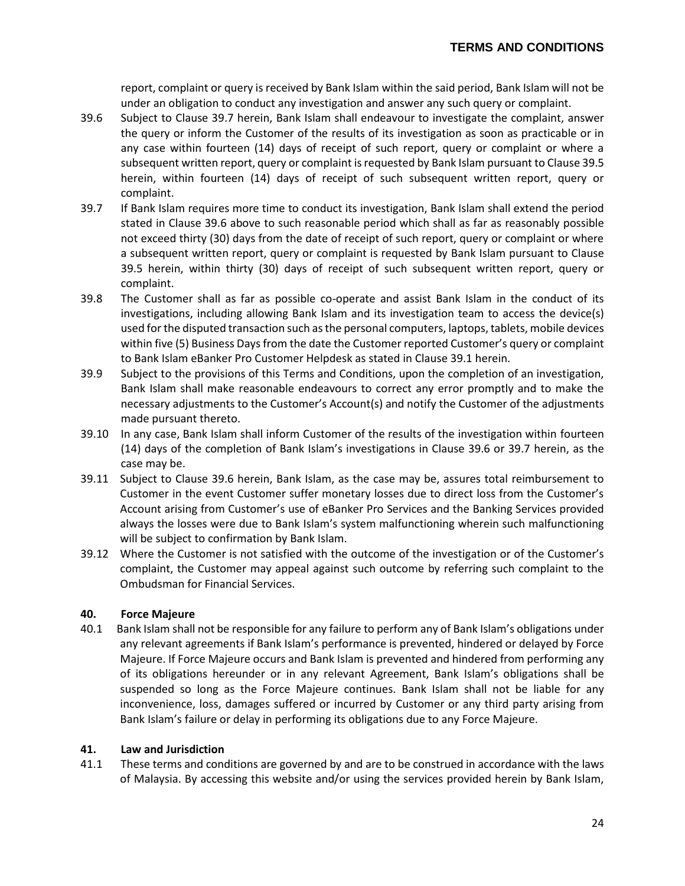report, complaint or query is received by Bank Islam within the said period, Bank Islam will not be under an obligation to conduct any investigation and answer any such query or complaint.

39.6 Subject to Clause 39.7 herein, Bank Islam shall endeavour to investigate the complaint, answer the query or inform the Customer of the results of its investigation as soon as practicable or in any case within fourteen (14) days of receipt of such report, query or complaint or where a subsequent written report, query or complaint is requested by Bank Islam pursuant to Clause 39.5 herein, within fourteen (14) days of receipt of such subsequent written report, query or complaint.

39.7 If Bank Islam requires more time to conduct its investigation, Bank Islam shall extend the period stated in Clause 39.6 above to such reasonable period which shall as far as reasonably possible not exceed thirty (30) days from the date of receipt of such report, query or complaint or where a subsequent written report, query or complaint is requested by Bank Islam pursuant to Clause 39.5 herein, within thirty (30) days of receipt of such subsequent written report, query or complaint.

39.8 The Customer shall as far as possible co-operate and assist Bank Islam in the conduct of its investigations, including allowing Bank Islam and its investigation team to access the device(s) used for the disputed transaction such as the personal computers, laptops, tablets, mobile devices within five (5) Business Days from the date the Customer reported Customer's query or complaint to Bank Islam eBanker Pro Customer Helpdesk as stated in Clause 39.1 herein.

39.9 Subject to the provisions of this Terms and Conditions, upon the completion of an investigation, Bank Islam shall make reasonable endeavours to correct any error promptly and to make the necessary adjustments to the Customer's Account(s) and notify the Customer of the adjustments made pursuant thereto.

39.10 In any case, Bank Islam shall inform Customer of the results of the investigation within fourteen (14) days of the completion of Bank Islam's investigations in Clause 39.6 or 39.7 herein, as the case may be.

39.11 Subject to Clause 39.6 herein, Bank Islam, as the case may be, assures total reimbursement to Customer in the event Customer suffer monetary losses due to direct loss from the Customer's Account arising from Customer's use of eBanker Pro Services and the Banking Services provided always the losses were due to Bank Islam's system malfunctioning wherein such malfunctioning will be subject to confirmation by Bank Islam.

39.12 Where the Customer is not satisfied with the outcome of the investigation or of the Customer's complaint, the Customer may appeal against such outcome by referring such complaint to the Ombudsman for Financial Services.

## 40. Force Majeure

40.1 Bank Islam shall not be responsible for any failure to perform any of Bank Islam's obligations under any relevant agreements if Bank Islam's performance is prevented, hindered or delayed by Force Majeure. If Force Majeure occurs and Bank Islam is prevented and hindered from performing any of its obligations hereunder or in any relevant Agreement, Bank Islam's obligations shall be suspended so long as the Force Majeure continues. Bank Islam shall not be liable for any inconvenience, loss, damages suffered or incurred by Customer or any third party arising from Bank Islam's failure or delay in performing its obligations due to any Force Majeure.

## 41. Law and Jurisdiction

41.1 These terms and conditions are governed by and are to be construed in accordance with the laws of Malaysia. By accessing this website and/or using the services provided herein by Bank Islam,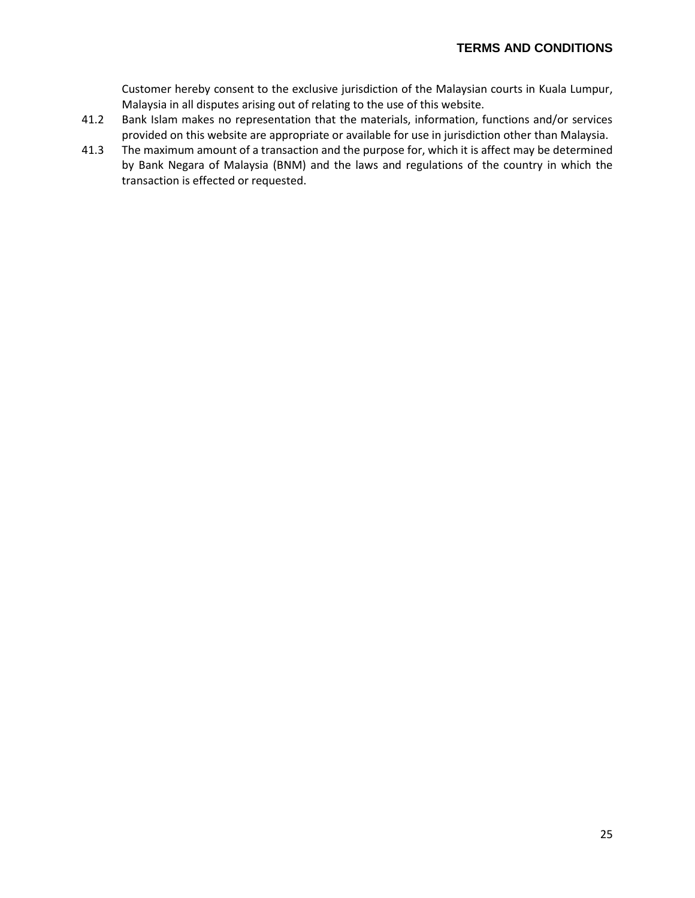Customer hereby consent to the exclusive jurisdiction of the Malaysian courts in Kuala Lumpur, Malaysia in all disputes arising out of relating to the use of this website.

41.2 Bank Islam makes no representation that the materials, information, functions and/or services provided on this website are appropriate or available for use in jurisdiction other than Malaysia.

41.3 The maximum amount of a transaction and the purpose for, which it is affect may be determined by Bank Negara of Malaysia (BNM) and the laws and regulations of the country in which the transaction is effected or requested.